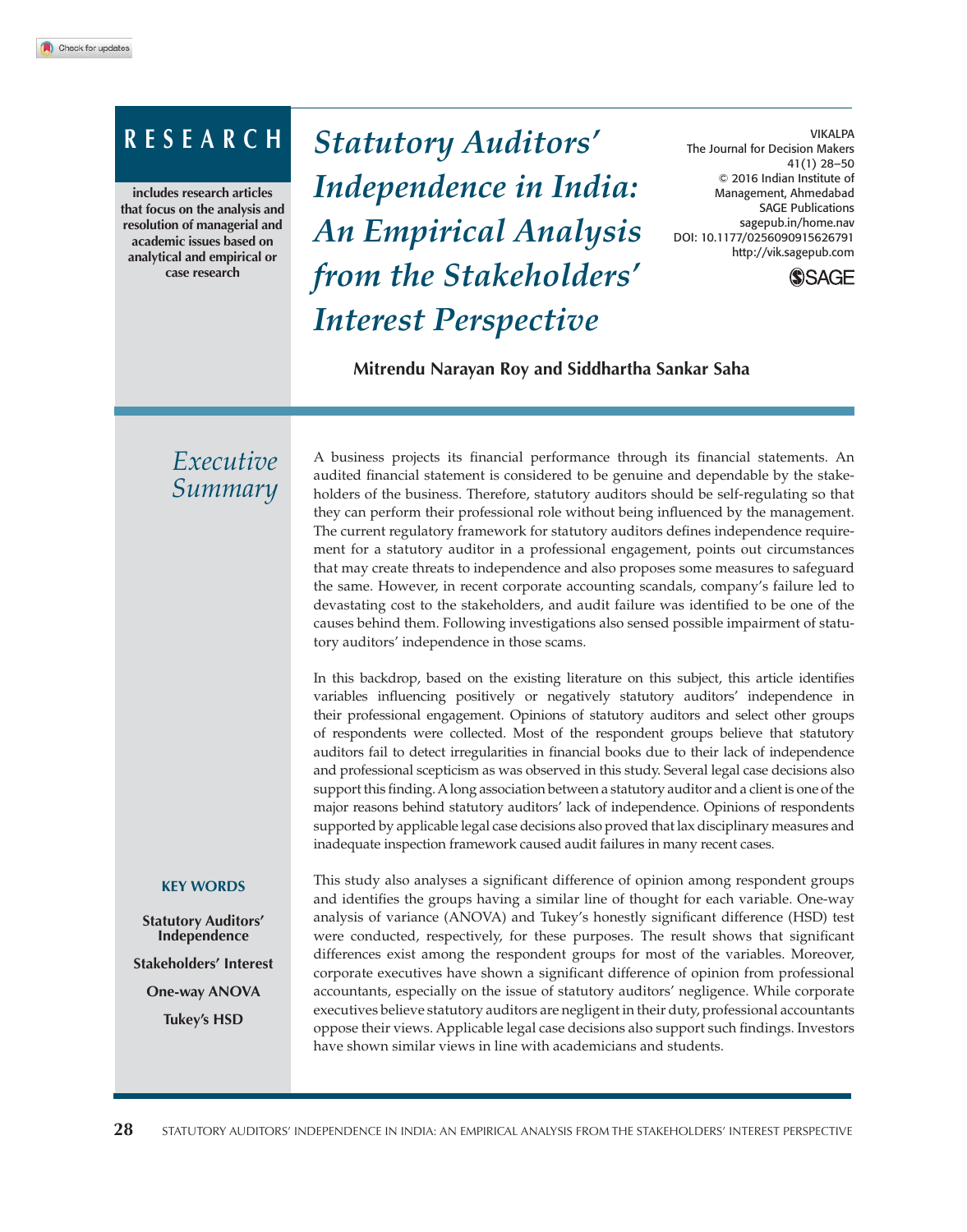# RESEARCH

includes research articles that focus on the analysis and resolution of managerial and academic issues based on analytical and empirical or case research

# *Statutory Auditors' Independence in India: An Empirical Analysis from the Stakeholders' Interest Perspective*

VIKALPA
The Journal for Decision Makers
41(1) 28–50
© 2016 Indian Institute of Management, Ahmedabad
SAGE Publications
sagepub.in/home.nav
DOI: 10.1177/0256090915626791
http://vik.sagepub.com

**Mitrendu Narayan Roy and Siddhartha Sankar Saha**

## *Executive Summary*

A business projects its financial performance through its financial statements. An audited financial statement is considered to be genuine and dependable by the stakeholders of the business. Therefore, statutory auditors should be self-regulating so that they can perform their professional role without being influenced by the management. The current regulatory framework for statutory auditors defines independence requirement for a statutory auditor in a professional engagement, points out circumstances that may create threats to independence and also proposes some measures to safeguard the same. However, in recent corporate accounting scandals, company's failure led to devastating cost to the stakeholders, and audit failure was identified to be one of the causes behind them. Following investigations also sensed possible impairment of statutory auditors' independence in those scams.

In this backdrop, based on the existing literature on this subject, this article identifies variables influencing positively or negatively statutory auditors' independence in their professional engagement. Opinions of statutory auditors and select other groups of respondents were collected. Most of the respondent groups believe that statutory auditors fail to detect irregularities in financial books due to their lack of independence and professional scepticism as was observed in this study. Several legal case decisions also support this finding. A long association between a statutory auditor and a client is one of the major reasons behind statutory auditors' lack of independence. Opinions of respondents supported by applicable legal case decisions also proved that lax disciplinary measures and inadequate inspection framework caused audit failures in many recent cases.

This study also analyses a significant difference of opinion among respondent groups and identifies the groups having a similar line of thought for each variable. One-way analysis of variance (ANOVA) and Tukey's honestly significant difference (HSD) test were conducted, respectively, for these purposes. The result shows that significant differences exist among the respondent groups for most of the variables. Moreover, corporate executives have shown a significant difference of opinion from professional accountants, especially on the issue of statutory auditors' negligence. While corporate executives believe statutory auditors are negligent in their duty, professional accountants oppose their views. Applicable legal case decisions also support such findings. Investors have shown similar views in line with academicians and students.

**KEY WORDS**

**Statutory Auditors' Independence**

**Stakeholders' Interest**

**One-way ANOVA**

**Tukey's HSD**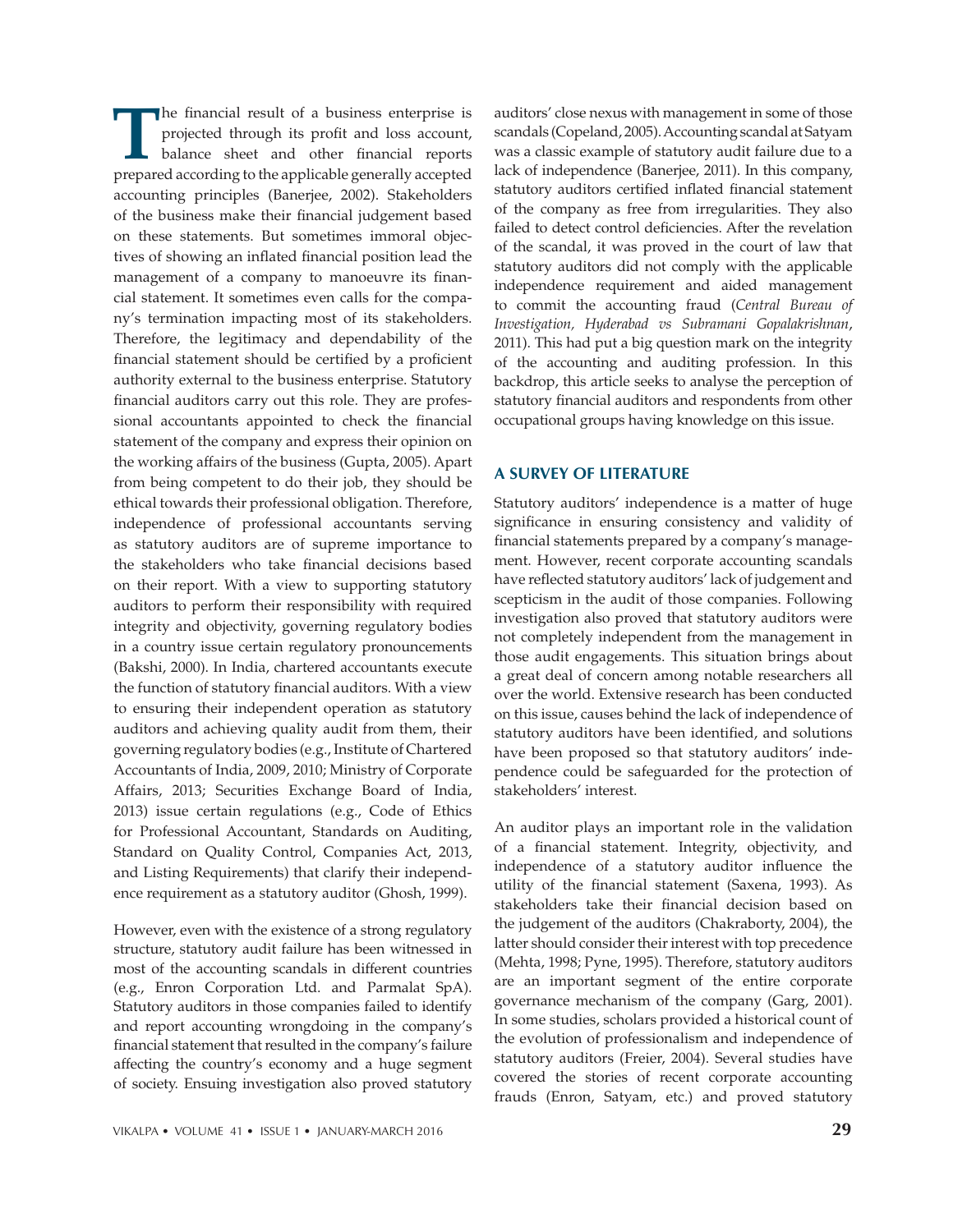The financial result of a business enterprise is projected through its profit and loss account, balance sheet and other financial reports prepared according to the applicable generally accepted accounting principles (Banerjee, 2002). Stakeholders of the business make their financial judgement based on these statements. But sometimes immoral objectives of showing an inflated financial position lead the management of a company to manoeuvre its financial statement. It sometimes even calls for the company's termination impacting most of its stakeholders. Therefore, the legitimacy and dependability of the financial statement should be certified by a proficient authority external to the business enterprise. Statutory financial auditors carry out this role. They are professional accountants appointed to check the financial statement of the company and express their opinion on the working affairs of the business (Gupta, 2005). Apart from being competent to do their job, they should be ethical towards their professional obligation. Therefore, independence of professional accountants serving as statutory auditors are of supreme importance to the stakeholders who take financial decisions based on their report. With a view to supporting statutory auditors to perform their responsibility with required integrity and objectivity, governing regulatory bodies in a country issue certain regulatory pronouncements (Bakshi, 2000). In India, chartered accountants execute the function of statutory financial auditors. With a view to ensuring their independent operation as statutory auditors and achieving quality audit from them, their governing regulatory bodies (e.g., Institute of Chartered Accountants of India, 2009, 2010; Ministry of Corporate Affairs, 2013; Securities Exchange Board of India, 2013) issue certain regulations (e.g., Code of Ethics for Professional Accountant, Standards on Auditing, Standard on Quality Control, Companies Act, 2013, and Listing Requirements) that clarify their independence requirement as a statutory auditor (Ghosh, 1999).

However, even with the existence of a strong regulatory structure, statutory audit failure has been witnessed in most of the accounting scandals in different countries (e.g., Enron Corporation Ltd. and Parmalat SpA). Statutory auditors in those companies failed to identify and report accounting wrongdoing in the company's financial statement that resulted in the company's failure affecting the country's economy and a huge segment of society. Ensuing investigation also proved statutory auditors' close nexus with management in some of those scandals (Copeland, 2005). Accounting scandal at Satyam was a classic example of statutory audit failure due to a lack of independence (Banerjee, 2011). In this company, statutory auditors certified inflated financial statement of the company as free from irregularities. They also failed to detect control deficiencies. After the revelation of the scandal, it was proved in the court of law that statutory auditors did not comply with the applicable independence requirement and aided management to commit the accounting fraud (*Central Bureau of Investigation, Hyderabad vs Subramani Gopalakrishnan*, 2011). This had put a big question mark on the integrity of the accounting and auditing profession. In this backdrop, this article seeks to analyse the perception of statutory financial auditors and respondents from other occupational groups having knowledge on this issue.

## A SURVEY OF LITERATURE

Statutory auditors' independence is a matter of huge significance in ensuring consistency and validity of financial statements prepared by a company's management. However, recent corporate accounting scandals have reflected statutory auditors' lack of judgement and scepticism in the audit of those companies. Following investigation also proved that statutory auditors were not completely independent from the management in those audit engagements. This situation brings about a great deal of concern among notable researchers all over the world. Extensive research has been conducted on this issue, causes behind the lack of independence of statutory auditors have been identified, and solutions have been proposed so that statutory auditors' independence could be safeguarded for the protection of stakeholders' interest.

An auditor plays an important role in the validation of a financial statement. Integrity, objectivity, and independence of a statutory auditor influence the utility of the financial statement (Saxena, 1993). As stakeholders take their financial decision based on the judgement of the auditors (Chakraborty, 2004), the latter should consider their interest with top precedence (Mehta, 1998; Pyne, 1995). Therefore, statutory auditors are an important segment of the entire corporate governance mechanism of the company (Garg, 2001). In some studies, scholars provided a historical count of the evolution of professionalism and independence of statutory auditors (Freier, 2004). Several studies have covered the stories of recent corporate accounting frauds (Enron, Satyam, etc.) and proved statutory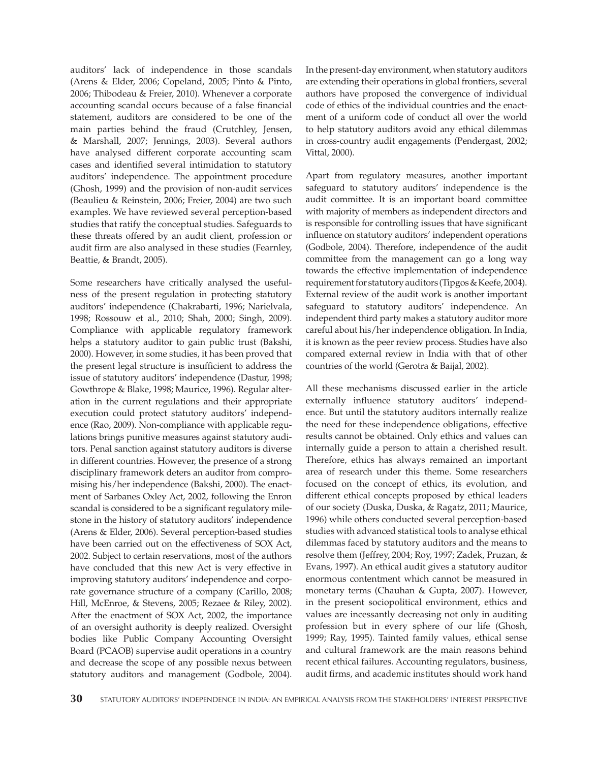auditors' lack of independence in those scandals (Arens & Elder, 2006; Copeland, 2005; Pinto & Pinto, 2006; Thibodeau & Freier, 2010). Whenever a corporate accounting scandal occurs because of a false financial statement, auditors are considered to be one of the main parties behind the fraud (Crutchley, Jensen, & Marshall, 2007; Jennings, 2003). Several authors have analysed different corporate accounting scam cases and identified several intimidation to statutory auditors' independence. The appointment procedure (Ghosh, 1999) and the provision of non-audit services (Beaulieu & Reinstein, 2006; Freier, 2004) are two such examples. We have reviewed several perception-based studies that ratify the conceptual studies. Safeguards to these threats offered by an audit client, profession or audit firm are also analysed in these studies (Fearnley, Beattie, & Brandt, 2005).

Some researchers have critically analysed the usefulness of the present regulation in protecting statutory auditors' independence (Chakrabarti, 1996; Narielvala, 1998; Rossouw et al., 2010; Shah, 2000; Singh, 2009). Compliance with applicable regulatory framework helps a statutory auditor to gain public trust (Bakshi, 2000). However, in some studies, it has been proved that the present legal structure is insufficient to address the issue of statutory auditors' independence (Dastur, 1998; Gowthrope & Blake, 1998; Maurice, 1996). Regular alteration in the current regulations and their appropriate execution could protect statutory auditors' independence (Rao, 2009). Non-compliance with applicable regulations brings punitive measures against statutory auditors. Penal sanction against statutory auditors is diverse in different countries. However, the presence of a strong disciplinary framework deters an auditor from compromising his/her independence (Bakshi, 2000). The enactment of Sarbanes Oxley Act, 2002, following the Enron scandal is considered to be a significant regulatory milestone in the history of statutory auditors' independence (Arens & Elder, 2006). Several perception-based studies have been carried out on the effectiveness of SOX Act, 2002. Subject to certain reservations, most of the authors have concluded that this new Act is very effective in improving statutory auditors' independence and corporate governance structure of a company (Carillo, 2008; Hill, McEnroe, & Stevens, 2005; Rezaee & Riley, 2002). After the enactment of SOX Act, 2002, the importance of an oversight authority is deeply realized. Oversight bodies like Public Company Accounting Oversight Board (PCAOB) supervise audit operations in a country and decrease the scope of any possible nexus between statutory auditors and management (Godbole, 2004). In the present-day environment, when statutory auditors are extending their operations in global frontiers, several authors have proposed the convergence of individual code of ethics of the individual countries and the enactment of a uniform code of conduct all over the world to help statutory auditors avoid any ethical dilemmas in cross-country audit engagements (Pendergast, 2002; Vittal, 2000).

Apart from regulatory measures, another important safeguard to statutory auditors' independence is the audit committee. It is an important board committee with majority of members as independent directors and is responsible for controlling issues that have significant influence on statutory auditors' independent operations (Godbole, 2004). Therefore, independence of the audit committee from the management can go a long way towards the effective implementation of independence requirement for statutory auditors (Tipgos & Keefe, 2004). External review of the audit work is another important safeguard to statutory auditors' independence. An independent third party makes a statutory auditor more careful about his/her independence obligation. In India, it is known as the peer review process. Studies have also compared external review in India with that of other countries of the world (Gerotra & Baijal, 2002).

All these mechanisms discussed earlier in the article externally influence statutory auditors' independence. But until the statutory auditors internally realize the need for these independence obligations, effective results cannot be obtained. Only ethics and values can internally guide a person to attain a cherished result. Therefore, ethics has always remained an important area of research under this theme. Some researchers focused on the concept of ethics, its evolution, and different ethical concepts proposed by ethical leaders of our society (Duska, Duska, & Ragatz, 2011; Maurice, 1996) while others conducted several perception-based studies with advanced statistical tools to analyse ethical dilemmas faced by statutory auditors and the means to resolve them (Jeffrey, 2004; Roy, 1997; Zadek, Pruzan, & Evans, 1997). An ethical audit gives a statutory auditor enormous contentment which cannot be measured in monetary terms (Chauhan & Gupta, 2007). However, in the present sociopolitical environment, ethics and values are incessantly decreasing not only in auditing profession but in every sphere of our life (Ghosh, 1999; Ray, 1995). Tainted family values, ethical sense and cultural framework are the main reasons behind recent ethical failures. Accounting regulators, business, audit firms, and academic institutes should work hand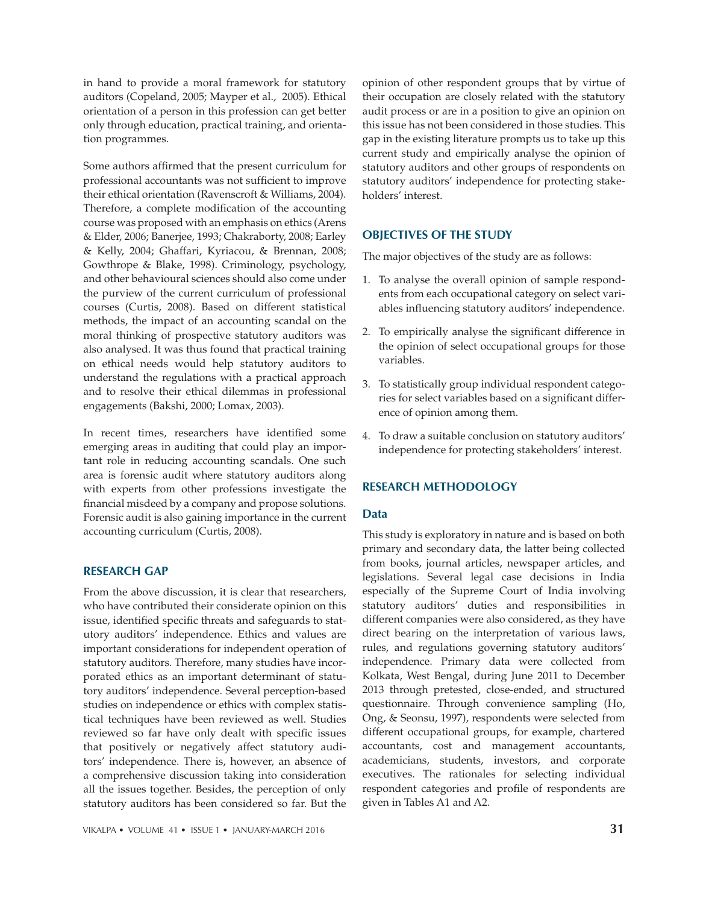in hand to provide a moral framework for statutory auditors (Copeland, 2005; Mayper et al., 2005). Ethical orientation of a person in this profession can get better only through education, practical training, and orientation programmes.

Some authors affirmed that the present curriculum for professional accountants was not sufficient to improve their ethical orientation (Ravenscroft & Williams, 2004). Therefore, a complete modification of the accounting course was proposed with an emphasis on ethics (Arens & Elder, 2006; Banerjee, 1993; Chakraborty, 2008; Earley & Kelly, 2004; Ghaffari, Kyriacou, & Brennan, 2008; Gowthrope & Blake, 1998). Criminology, psychology, and other behavioural sciences should also come under the purview of the current curriculum of professional courses (Curtis, 2008). Based on different statistical methods, the impact of an accounting scandal on the moral thinking of prospective statutory auditors was also analysed. It was thus found that practical training on ethical needs would help statutory auditors to understand the regulations with a practical approach and to resolve their ethical dilemmas in professional engagements (Bakshi, 2000; Lomax, 2003).

In recent times, researchers have identified some emerging areas in auditing that could play an important role in reducing accounting scandals. One such area is forensic audit where statutory auditors along with experts from other professions investigate the financial misdeed by a company and propose solutions. Forensic audit is also gaining importance in the current accounting curriculum (Curtis, 2008).

## RESEARCH GAP

From the above discussion, it is clear that researchers, who have contributed their considerate opinion on this issue, identified specific threats and safeguards to statutory auditors' independence. Ethics and values are important considerations for independent operation of statutory auditors. Therefore, many studies have incorporated ethics as an important determinant of statutory auditors' independence. Several perception-based studies on independence or ethics with complex statistical techniques have been reviewed as well. Studies reviewed so far have only dealt with specific issues that positively or negatively affect statutory auditors' independence. There is, however, an absence of a comprehensive discussion taking into consideration all the issues together. Besides, the perception of only statutory auditors has been considered so far. But the opinion of other respondent groups that by virtue of their occupation are closely related with the statutory audit process or are in a position to give an opinion on this issue has not been considered in those studies. This gap in the existing literature prompts us to take up this current study and empirically analyse the opinion of statutory auditors and other groups of respondents on statutory auditors' independence for protecting stakeholders' interest.

## OBJECTIVES OF THE STUDY

The major objectives of the study are as follows:

1. To analyse the overall opinion of sample respondents from each occupational category on select variables influencing statutory auditors' independence.
2. To empirically analyse the significant difference in the opinion of select occupational groups for those variables.
3. To statistically group individual respondent categories for select variables based on a significant difference of opinion among them.
4. To draw a suitable conclusion on statutory auditors' independence for protecting stakeholders' interest.

## RESEARCH METHODOLOGY

### Data

This study is exploratory in nature and is based on both primary and secondary data, the latter being collected from books, journal articles, newspaper articles, and legislations. Several legal case decisions in India especially of the Supreme Court of India involving statutory auditors' duties and responsibilities in different companies were also considered, as they have direct bearing on the interpretation of various laws, rules, and regulations governing statutory auditors' independence. Primary data were collected from Kolkata, West Bengal, during June 2011 to December 2013 through pretested, close-ended, and structured questionnaire. Through convenience sampling (Ho, Ong, & Seonsu, 1997), respondents were selected from different occupational groups, for example, chartered accountants, cost and management accountants, academicians, students, investors, and corporate executives. The rationales for selecting individual respondent categories and profile of respondents are given in Tables A1 and A2.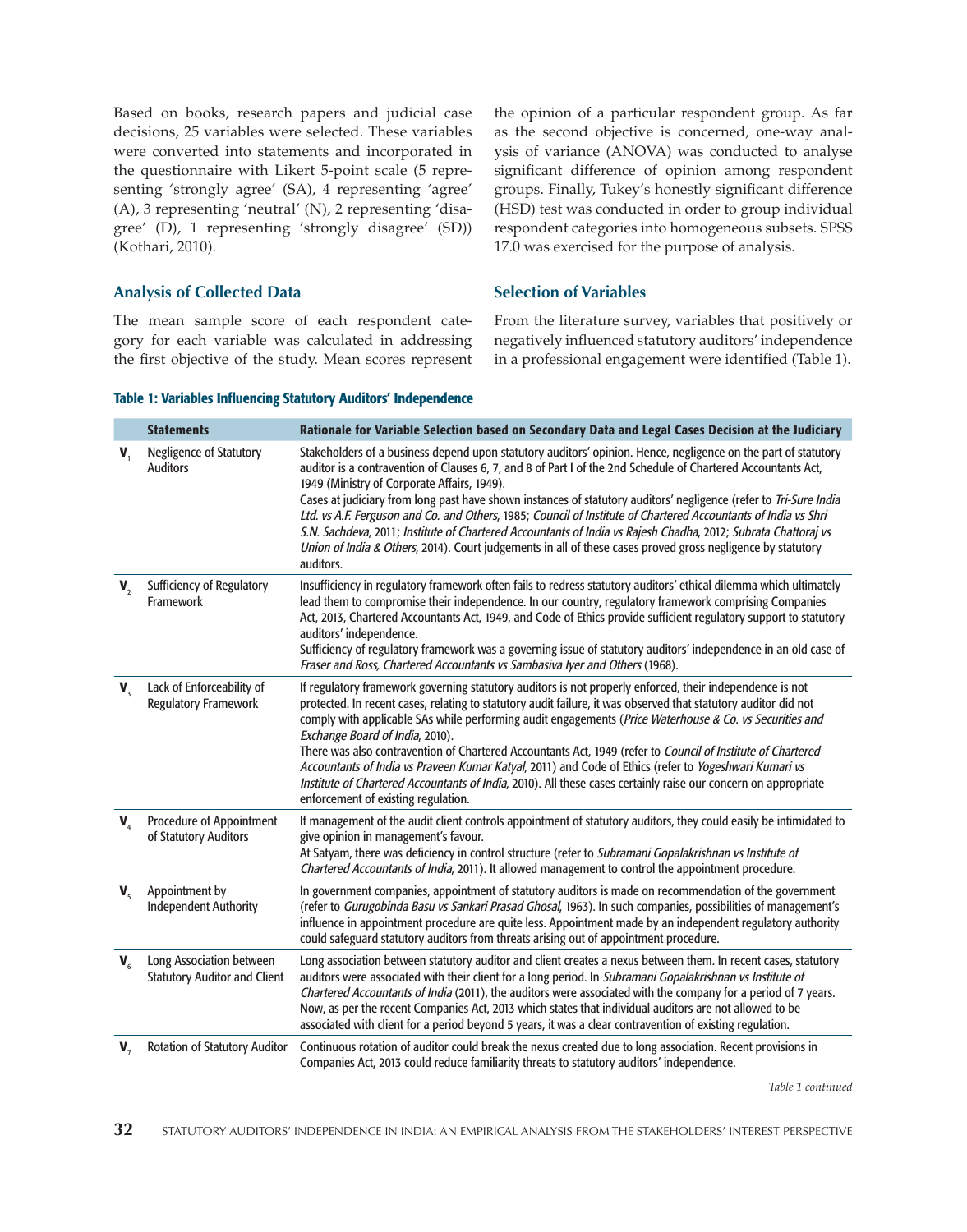Based on books, research papers and judicial case decisions, 25 variables were selected. These variables were converted into statements and incorporated in the questionnaire with Likert 5-point scale (5 representing 'strongly agree' (SA), 4 representing 'agree' (A), 3 representing 'neutral' (N), 2 representing 'disagree' (D), 1 representing 'strongly disagree' (SD)) (Kothari, 2010).

### Analysis of Collected Data

The mean sample score of each respondent category for each variable was calculated in addressing the first objective of the study. Mean scores represent the opinion of a particular respondent group. As far as the second objective is concerned, one-way analysis of variance (ANOVA) was conducted to analyse significant difference of opinion among respondent groups. Finally, Tukey's honestly significant difference (HSD) test was conducted in order to group individual respondent categories into homogeneous subsets. SPSS 17.0 was exercised for the purpose of analysis.

### Selection of Variables

From the literature survey, variables that positively or negatively influenced statutory auditors' independence in a professional engagement were identified (Table 1).

**Table 1: Variables Influencing Statutory Auditors' Independence**

| | Statements | Rationale for Variable Selection based on Secondary Data and Legal Cases Decision at the Judiciary |
|---|---|---|
| $V_1$ | Negligence of Statutory Auditors | Stakeholders of a business depend upon statutory auditors' opinion. Hence, negligence on the part of statutory auditor is a contravention of Clauses 6, 7, and 8 of Part I of the 2nd Schedule of Chartered Accountants Act, 1949 (Ministry of Corporate Affairs, 1949).<br>Cases at judiciary from long past have shown instances of statutory auditors' negligence (refer to *Tri-Sure India Ltd. vs A.F. Ferguson and Co. and Others*, 1985; *Council of Institute of Chartered Accountants of India vs Shri S.N. Sachdeva*, 2011; *Institute of Chartered Accountants of India vs Rajesh Chadha*, 2012; *Subrata Chattoraj vs Union of India & Others*, 2014). Court judgements in all of these cases proved gross negligence by statutory auditors. |
| $V_2$ | Sufficiency of Regulatory Framework | Insufficiency in regulatory framework often fails to redress statutory auditors' ethical dilemma which ultimately lead them to compromise their independence. In our country, regulatory framework comprising Companies Act, 2013, Chartered Accountants Act, 1949, and Code of Ethics provide sufficient regulatory support to statutory auditors' independence.<br>Sufficiency of regulatory framework was a governing issue of statutory auditors' independence in an old case of *Fraser and Ross, Chartered Accountants vs Sambasiva Iyer and Others* (1968). |
| $V_3$ | Lack of Enforceability of Regulatory Framework | If regulatory framework governing statutory auditors is not properly enforced, their independence is not protected. In recent cases, relating to statutory audit failure, it was observed that statutory auditor did not comply with applicable SAs while performing audit engagements (*Price Waterhouse & Co. vs Securities and Exchange Board of India*, 2010).<br>There was also contravention of Chartered Accountants Act, 1949 (refer to *Council of Institute of Chartered Accountants of India vs Praveen Kumar Katyal*, 2011) and Code of Ethics (refer to *Yogeshwari Kumari vs Institute of Chartered Accountants of India*, 2010). All these cases certainly raise our concern on appropriate enforcement of existing regulation. |
| $V_4$ | Procedure of Appointment of Statutory Auditors | If management of the audit client controls appointment of statutory auditors, they could easily be intimidated to give opinion in management's favour.<br>At Satyam, there was deficiency in control structure (refer to *Subramani Gopalakrishnan vs Institute of Chartered Accountants of India*, 2011). It allowed management to control the appointment procedure. |
| $V_5$ | Appointment by Independent Authority | In government companies, appointment of statutory auditors is made on recommendation of the government (refer to *Gurugobinda Basu vs Sankari Prasad Ghosal*, 1963). In such companies, possibilities of management's influence in appointment procedure are quite less. Appointment made by an independent regulatory authority could safeguard statutory auditors from threats arising out of appointment procedure. |
| $V_6$ | Long Association between Statutory Auditor and Client | Long association between statutory auditor and client creates a nexus between them. In recent cases, statutory auditors were associated with their client for a long period. In *Subramani Gopalakrishnan vs Institute of Chartered Accountants of India* (2011), the auditors were associated with the company for a period of 7 years. Now, as per the recent Companies Act, 2013 which states that individual auditors are not allowed to be associated with client for a period beyond 5 years, it was a clear contravention of existing regulation. |
| $V_7$ | Rotation of Statutory Auditor | Continuous rotation of auditor could break the nexus created due to long association. Recent provisions in Companies Act, 2013 could reduce familiarity threats to statutory auditors' independence. |

*Table 1 continued*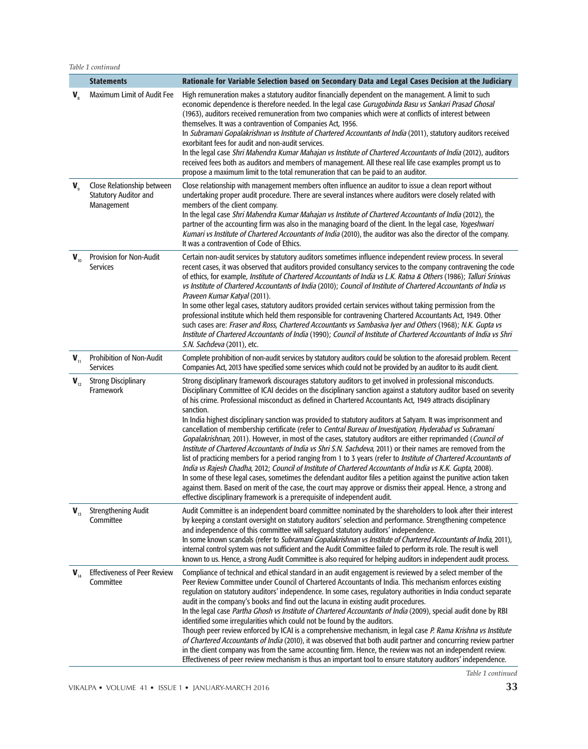*Table 1 continued*

| | Statements | Rationale for Variable Selection based on Secondary Data and Legal Cases Decision at the Judiciary |
|---|---|---|
| $V_8$ | Maximum Limit of Audit Fee | High remuneration makes a statutory auditor financially dependent on the management. A limit to such economic dependence is therefore needed. In the legal case *Gurugobinda Basu vs Sankari Prasad Ghosal* (1963), auditors received remuneration from two companies which were at conflicts of interest between themselves. It was a contravention of Companies Act, 1956. In *Subramani Gopalakrishnan vs Institute of Chartered Accountants of India* (2011), statutory auditors received exorbitant fees for audit and non-audit services. In the legal case *Shri Mahendra Kumar Mahajan vs Institute of Chartered Accountants of India* (2012), auditors received fees both as auditors and members of management. All these real life case examples prompt us to propose a maximum limit to the total remuneration that can be paid to an auditor. |
| $V_9$ | Close Relationship between Statutory Auditor and Management | Close relationship with management members often influence an auditor to issue a clean report without undertaking proper audit procedure. There are several instances where auditors were closely related with members of the client company. In the legal case *Shri Mahendra Kumar Mahajan vs Institute of Chartered Accountants of India* (2012), the partner of the accounting firm was also in the managing board of the client. In the legal case, *Yogeshwari Kumari vs Institute of Chartered Accountants of India* (2010), the auditor was also the director of the company. It was a contravention of Code of Ethics. |
| $V_{10}$ | Provision for Non-Audit Services | Certain non-audit services by statutory auditors sometimes influence independent review process. In several recent cases, it was observed that auditors provided consultancy services to the company contravening the code of ethics, for example, *Institute of Chartered Accountants of India vs L.K. Ratna & Others* (1986); *Talluri Srinivas vs Institute of Chartered Accountants of India* (2010); *Council of Institute of Chartered Accountants of India vs Praveen Kumar Katyal* (2011). In some other legal cases, statutory auditors provided certain services without taking permission from the professional institute which held them responsible for contravening Chartered Accountants Act, 1949. Other such cases are: *Fraser and Ross, Chartered Accountants vs Sambasiva Iyer and Others* (1968); *N.K. Gupta vs Institute of Chartered Accountants of India* (1990); *Council of Institute of Chartered Accountants of India vs Shri S.N. Sachdeva* (2011), etc. |
| $V_{11}$ | Prohibition of Non-Audit Services | Complete prohibition of non-audit services by statutory auditors could be solution to the aforesaid problem. Recent Companies Act, 2013 have specified some services which could not be provided by an auditor to its audit client. |
| $V_{12}$ | Strong Disciplinary Framework | Strong disciplinary framework discourages statutory auditors to get involved in professional misconducts. Disciplinary Committee of ICAI decides on the disciplinary sanction against a statutory auditor based on severity of his crime. Professional misconduct as defined in Chartered Accountants Act, 1949 attracts disciplinary sanction. In India highest disciplinary sanction was provided to statutory auditors at Satyam. It was imprisonment and cancellation of membership certificate (refer to *Central Bureau of Investigation, Hyderabad vs Subramani Gopalakrishnan*, 2011). However, in most of the cases, statutory auditors are either reprimanded (*Council of Institute of Chartered Accountants of India vs Shri S.N. Sachdeva*, 2011) or their names are removed from the list of practicing members for a period ranging from 1 to 3 years (refer to *Institute of Chartered Accountants of India vs Rajesh Chadha*, 2012; *Council of Institute of Chartered Accountants of India vs K.K. Gupta*, 2008). In some of these legal cases, sometimes the defendant auditor files a petition against the punitive action taken against them. Based on merit of the case, the court may approve or dismiss their appeal. Hence, a strong and effective disciplinary framework is a prerequisite of independent audit. |
| $V_{13}$ | Strengthening Audit Committee | Audit Committee is an independent board committee nominated by the shareholders to look after their interest by keeping a constant oversight on statutory auditors' selection and performance. Strengthening competence and independence of this committee will safeguard statutory auditors' independence. In some known scandals (refer to *Subramani Gopalakrishnan vs Institute of Chartered Accountants of India*, 2011), internal control system was not sufficient and the Audit Committee failed to perform its role. The result is well known to us. Hence, a strong Audit Committee is also required for helping auditors in independent audit process. |
| $V_{14}$ | Effectiveness of Peer Review Committee | Compliance of technical and ethical standard in an audit engagement is reviewed by a select member of the Peer Review Committee under Council of Chartered Accountants of India. This mechanism enforces existing regulation on statutory auditors' independence. In some cases, regulatory authorities in India conduct separate audit in the company's books and find out the lacuna in existing audit procedures. In the legal case *Partha Ghosh vs Institute of Chartered Accountants of India* (2009), special audit done by RBI identified some irregularities which could not be found by the auditors. Though peer review enforced by ICAI is a comprehensive mechanism, in legal case *P. Rama Krishna vs Institute of Chartered Accountants of India* (2010), it was observed that both audit partner and concurring review partner in the client company was from the same accounting firm. Hence, the review was not an independent review. Effectiveness of peer review mechanism is thus an important tool to ensure statutory auditors' independence. |

*Table 1 continued*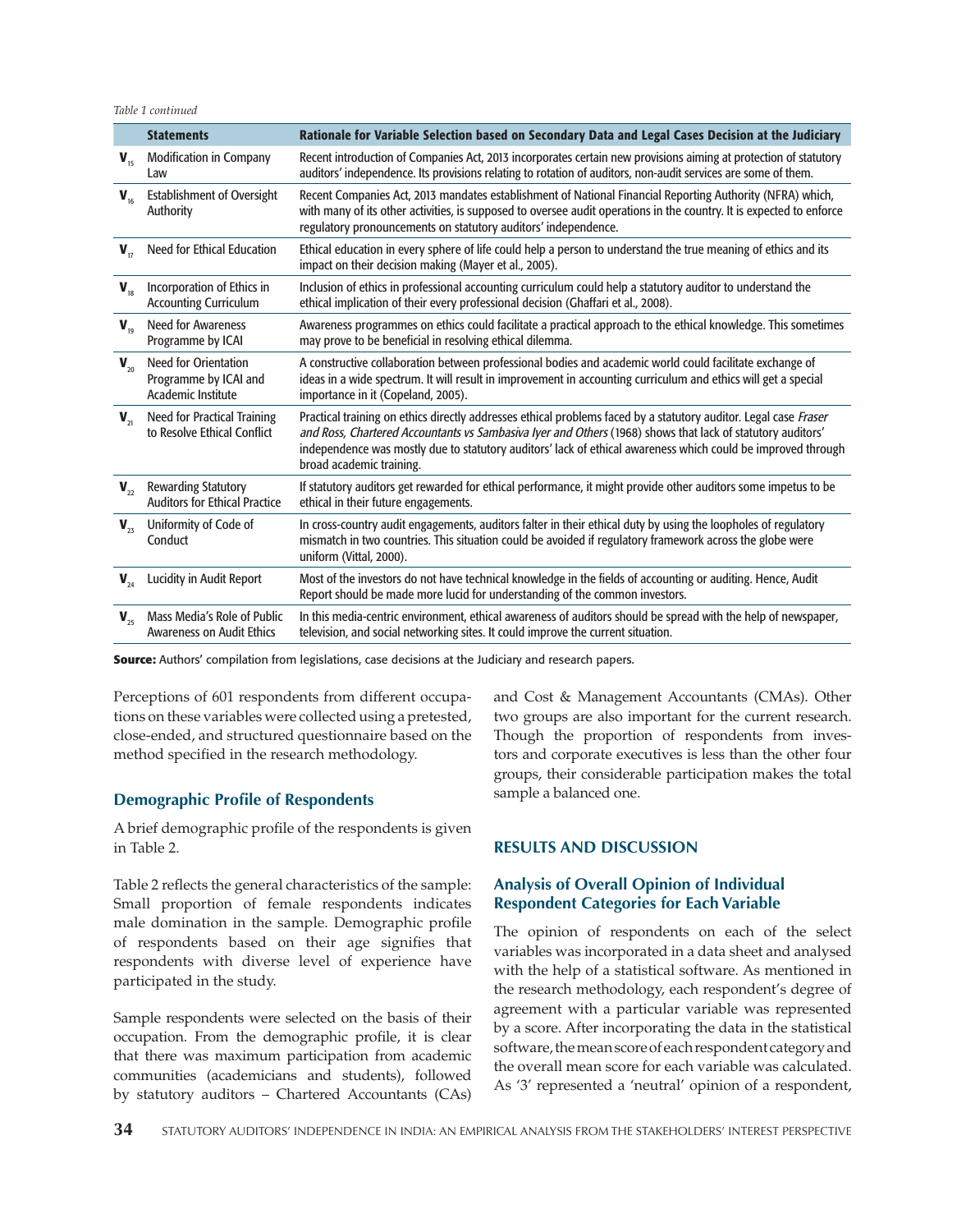*Table 1 continued*

| | Statements | Rationale for Variable Selection based on Secondary Data and Legal Cases Decision at the Judiciary |
|---|---|---|
| $V_{15}$ | Modification in Company Law | Recent introduction of Companies Act, 2013 incorporates certain new provisions aiming at protection of statutory auditors' independence. Its provisions relating to rotation of auditors, non-audit services are some of them. |
| $V_{16}$ | Establishment of Oversight Authority | Recent Companies Act, 2013 mandates establishment of National Financial Reporting Authority (NFRA) which, with many of its other activities, is supposed to oversee audit operations in the country. It is expected to enforce regulatory pronouncements on statutory auditors' independence. |
| $V_{17}$ | Need for Ethical Education | Ethical education in every sphere of life could help a person to understand the true meaning of ethics and its impact on their decision making (Mayer et al., 2005). |
| $V_{18}$ | Incorporation of Ethics in Accounting Curriculum | Inclusion of ethics in professional accounting curriculum could help a statutory auditor to understand the ethical implication of their every professional decision (Ghaffari et al., 2008). |
| $V_{19}$ | Need for Awareness Programme by ICAI | Awareness programmes on ethics could facilitate a practical approach to the ethical knowledge. This sometimes may prove to be beneficial in resolving ethical dilemma. |
| $V_{20}$ | Need for Orientation Programme by ICAI and Academic Institute | A constructive collaboration between professional bodies and academic world could facilitate exchange of ideas in a wide spectrum. It will result in improvement in accounting curriculum and ethics will get a special importance in it (Copeland, 2005). |
| $V_{21}$ | Need for Practical Training to Resolve Ethical Conflict | Practical training on ethics directly addresses ethical problems faced by a statutory auditor. Legal case *Fraser and Ross, Chartered Accountants vs Sambasiva Iyer and Others* (1968) shows that lack of statutory auditors' independence was mostly due to statutory auditors' lack of ethical awareness which could be improved through broad academic training. |
| $V_{22}$ | Rewarding Statutory Auditors for Ethical Practice | If statutory auditors get rewarded for ethical performance, it might provide other auditors some impetus to be ethical in their future engagements. |
| $V_{23}$ | Uniformity of Code of Conduct | In cross-country audit engagements, auditors falter in their ethical duty by using the loopholes of regulatory mismatch in two countries. This situation could be avoided if regulatory framework across the globe were uniform (Vittal, 2000). |
| $V_{24}$ | Lucidity in Audit Report | Most of the investors do not have technical knowledge in the fields of accounting or auditing. Hence, Audit Report should be made more lucid for understanding of the common investors. |
| $V_{25}$ | Mass Media's Role of Public Awareness on Audit Ethics | In this media-centric environment, ethical awareness of auditors should be spread with the help of newspaper, television, and social networking sites. It could improve the current situation. |

**Source:** Authors' compilation from legislations, case decisions at the Judiciary and research papers.

Perceptions of 601 respondents from different occupations on these variables were collected using a pretested, close-ended, and structured questionnaire based on the method specified in the research methodology.

### Demographic Profile of Respondents

A brief demographic profile of the respondents is given in Table 2.

Table 2 reflects the general characteristics of the sample: Small proportion of female respondents indicates male domination in the sample. Demographic profile of respondents based on their age signifies that respondents with diverse level of experience have participated in the study.

Sample respondents were selected on the basis of their occupation. From the demographic profile, it is clear that there was maximum participation from academic communities (academicians and students), followed by statutory auditors – Chartered Accountants (CAs) and Cost & Management Accountants (CMAs). Other two groups are also important for the current research. Though the proportion of respondents from investors and corporate executives is less than the other four groups, their considerable participation makes the total sample a balanced one.

## RESULTS AND DISCUSSION

### Analysis of Overall Opinion of Individual Respondent Categories for Each Variable

The opinion of respondents on each of the select variables was incorporated in a data sheet and analysed with the help of a statistical software. As mentioned in the research methodology, each respondent's degree of agreement with a particular variable was represented by a score. After incorporating the data in the statistical software, the mean score of each respondent category and the overall mean score for each variable was calculated. As '3' represented a 'neutral' opinion of a respondent,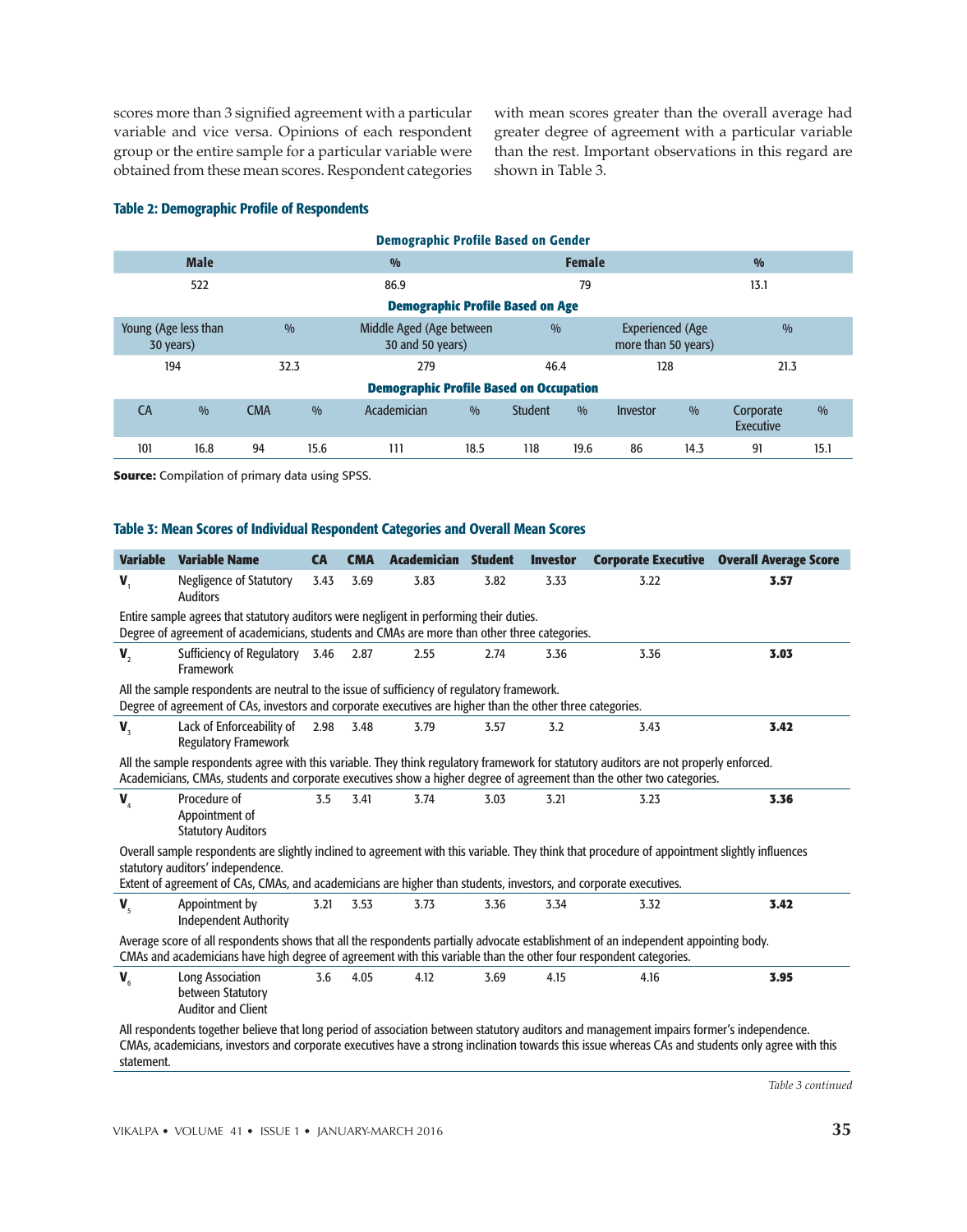scores more than 3 signified agreement with a particular variable and vice versa. Opinions of each respondent group or the entire sample for a particular variable were obtained from these mean scores. Respondent categories with mean scores greater than the overall average had greater degree of agreement with a particular variable than the rest. Important observations in this regard are shown in Table 3.

**Table 2: Demographic Profile of Respondents**

**Demographic Profile Based on Gender**

| Male | % | Female | % |
|---|---|---|---|
| 522 | 86.9 | 79 | 13.1 |

**Demographic Profile Based on Age**

| Young (Age less than 30 years) | % | Middle Aged (Age between 30 and 50 years) | % | Experienced (Age more than 50 years) | % |
|---|---|---|---|---|---|
| 194 | 32.3 | 279 | 46.4 | 128 | 21.3 |

**Demographic Profile Based on Occupation**

| CA | % | CMA | % | Academician | % | Student | % | Investor | % | Corporate Executive | % |
|---|---|---|---|---|---|---|---|---|---|---|---|
| 101 | 16.8 | 94 | 15.6 | 111 | 18.5 | 118 | 19.6 | 86 | 14.3 | 91 | 15.1 |

**Source:** Compilation of primary data using SPSS.

**Table 3: Mean Scores of Individual Respondent Categories and Overall Mean Scores**

| Variable | Variable Name | CA | CMA | Academician | Student | Investor | Corporate Executive | Overall Average Score |
|---|---|---|---|---|---|---|---|---|
| $V_1$ | Negligence of Statutory Auditors | 3.43 | 3.69 | 3.83 | 3.82 | 3.33 | 3.22 | **3.57** |
| Entire sample agrees that statutory auditors were negligent in performing their duties. Degree of agreement of academicians, students and CMAs are more than other three categories. | | | | | | | | |
| $V_2$ | Sufficiency of Regulatory Framework | 3.46 | 2.87 | 2.55 | 2.74 | 3.36 | 3.36 | **3.03** |
| All the sample respondents are neutral to the issue of sufficiency of regulatory framework. Degree of agreement of CAs, investors and corporate executives are higher than the other three categories. | | | | | | | | |
| $V_3$ | Lack of Enforceability of Regulatory Framework | 2.98 | 3.48 | 3.79 | 3.57 | 3.2 | 3.43 | **3.42** |
| All the sample respondents agree with this variable. They think regulatory framework for statutory auditors are not properly enforced. Academicians, CMAs, students and corporate executives show a higher degree of agreement than the other two categories. | | | | | | | | |
| $V_4$ | Procedure of Appointment of Statutory Auditors | 3.5 | 3.41 | 3.74 | 3.03 | 3.21 | 3.23 | **3.36** |
| Overall sample respondents are slightly inclined to agreement with this variable. They think that procedure of appointment slightly influences statutory auditors' independence. Extent of agreement of CAs, CMAs, and academicians are higher than students, investors, and corporate executives. | | | | | | | | |
| $V_5$ | Appointment by Independent Authority | 3.21 | 3.53 | 3.73 | 3.36 | 3.34 | 3.32 | **3.42** |
| Average score of all respondents shows that all the respondents partially advocate establishment of an independent appointing body. CMAs and academicians have high degree of agreement with this variable than the other four respondent categories. | | | | | | | | |
| $V_6$ | Long Association between Statutory Auditor and Client | 3.6 | 4.05 | 4.12 | 3.69 | 4.15 | 4.16 | **3.95** |
| All respondents together believe that long period of association between statutory auditors and management impairs former's independence. CMAs, academicians, investors and corporate executives have a strong inclination towards this issue whereas CAs and students only agree with this statement. | | | | | | | | |

*Table 3 continued*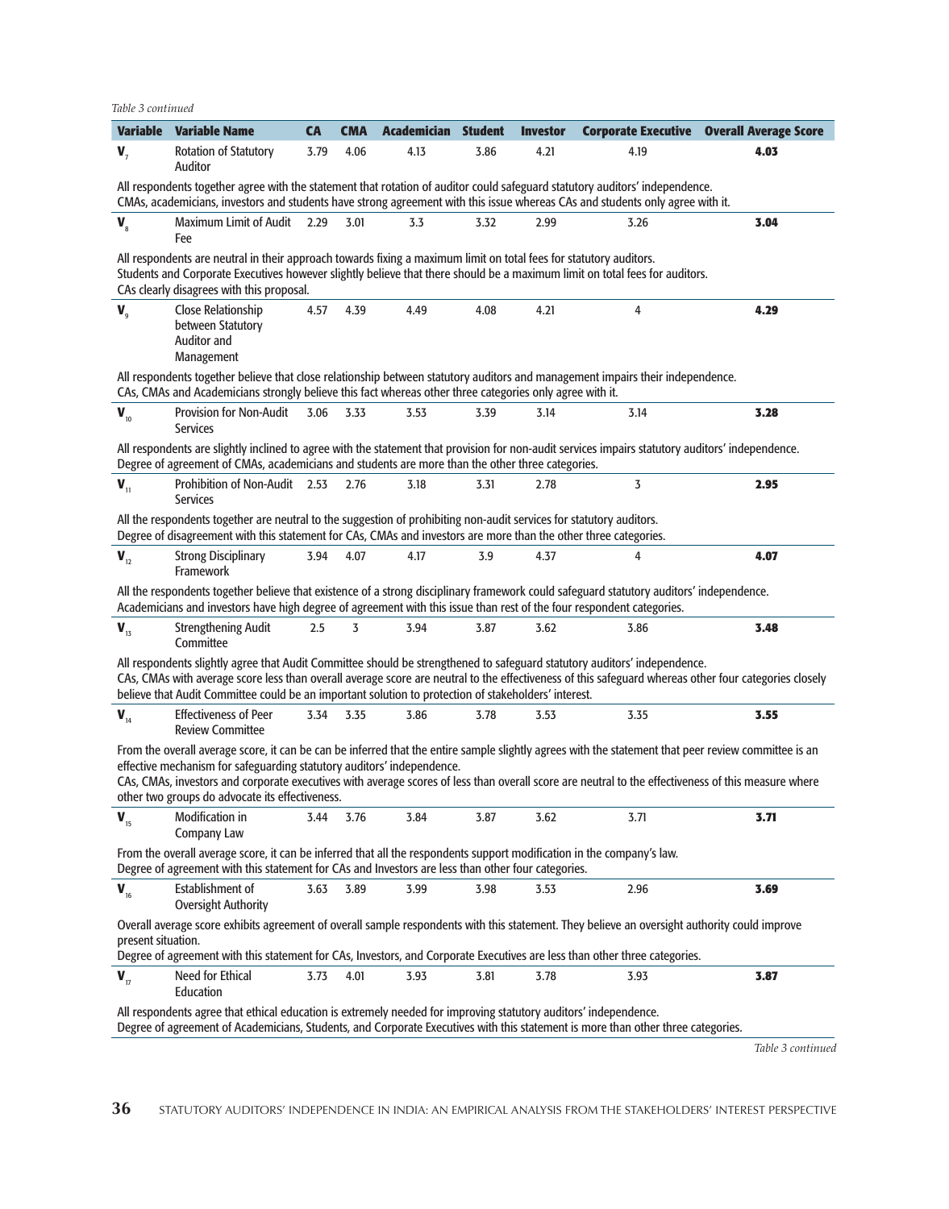*Table 3 continued*

| Variable | Variable Name | CA | CMA | Academician | Student | Investor | Corporate Executive | Overall Average Score |
|---|---|---|---|---|---|---|---|---|
| $V_7$ | Rotation of Statutory Auditor | 3.79 | 4.06 | 4.13 | 3.86 | 4.21 | 4.19 | **4.03** |
| All respondents together agree with the statement that rotation of auditor could safeguard statutory auditors' independence. CMAs, academicians, investors and students have strong agreement with this issue whereas CAs and students only agree with it. | | | | | | | | |
| $V_8$ | Maximum Limit of Audit Fee | 2.29 | 3.01 | 3.3 | 3.32 | 2.99 | 3.26 | **3.04** |
| All respondents are neutral in their approach towards fixing a maximum limit on total fees for statutory auditors. Students and Corporate Executives however slightly believe that there should be a maximum limit on total fees for auditors. CAs clearly disagrees with this proposal. | | | | | | | | |
| $V_9$ | Close Relationship between Statutory Auditor and Management | 4.57 | 4.39 | 4.49 | 4.08 | 4.21 | 4 | **4.29** |
| All respondents together believe that close relationship between statutory auditors and management impairs their independence. CAs, CMAs and Academicians strongly believe this fact whereas other three categories only agree with it. | | | | | | | | |
| $V_{10}$ | Provision for Non-Audit Services | 3.06 | 3.33 | 3.53 | 3.39 | 3.14 | 3.14 | **3.28** |
| All respondents are slightly inclined to agree with the statement that provision for non-audit services impairs statutory auditors' independence. Degree of agreement of CMAs, academicians and students are more than the other three categories. | | | | | | | | |
| $V_{11}$ | Prohibition of Non-Audit Services | 2.53 | 2.76 | 3.18 | 3.31 | 2.78 | 3 | **2.95** |
| All the respondents together are neutral to the suggestion of prohibiting non-audit services for statutory auditors. Degree of disagreement with this statement for CAs, CMAs and investors are more than the other three categories. | | | | | | | | |
| $V_{12}$ | Strong Disciplinary Framework | 3.94 | 4.07 | 4.17 | 3.9 | 4.37 | 4 | **4.07** |
| All the respondents together believe that existence of a strong disciplinary framework could safeguard statutory auditors' independence. Academicians and investors have high degree of agreement with this issue than rest of the four respondent categories. | | | | | | | | |
| $V_{13}$ | Strengthening Audit Committee | 2.5 | 3 | 3.94 | 3.87 | 3.62 | 3.86 | **3.48** |
| All respondents slightly agree that Audit Committee should be strengthened to safeguard statutory auditors' independence. CAs, CMAs with average score less than overall average score are neutral to the effectiveness of this safeguard whereas other four categories closely believe that Audit Committee could be an important solution to protection of stakeholders' interest. | | | | | | | | |
| $V_{14}$ | Effectiveness of Peer Review Committee | 3.34 | 3.35 | 3.86 | 3.78 | 3.53 | 3.35 | **3.55** |
| From the overall average score, it can be can be inferred that the entire sample slightly agrees with the statement that peer review committee is an effective mechanism for safeguarding statutory auditors' independence. CAs, CMAs, investors and corporate executives with average scores of less than overall score are neutral to the effectiveness of this measure where other two groups do advocate its effectiveness. | | | | | | | | |
| $V_{15}$ | Modification in Company Law | 3.44 | 3.76 | 3.84 | 3.87 | 3.62 | 3.71 | **3.71** |
| From the overall average score, it can be inferred that all the respondents support modification in the company's law. Degree of agreement with this statement for CAs and Investors are less than other four categories. | | | | | | | | |
| $V_{16}$ | Establishment of Oversight Authority | 3.63 | 3.89 | 3.99 | 3.98 | 3.53 | 2.96 | **3.69** |
| Overall average score exhibits agreement of overall sample respondents with this statement. They believe an oversight authority could improve present situation. Degree of agreement with this statement for CAs, Investors, and Corporate Executives are less than other three categories. | | | | | | | | |
| $V_{17}$ | Need for Ethical Education | 3.73 | 4.01 | 3.93 | 3.81 | 3.78 | 3.93 | **3.87** |
| All respondents agree that ethical education is extremely needed for improving statutory auditors' independence. Degree of agreement of Academicians, Students, and Corporate Executives with this statement is more than other three categories. | | | | | | | | |

*Table 3 continued*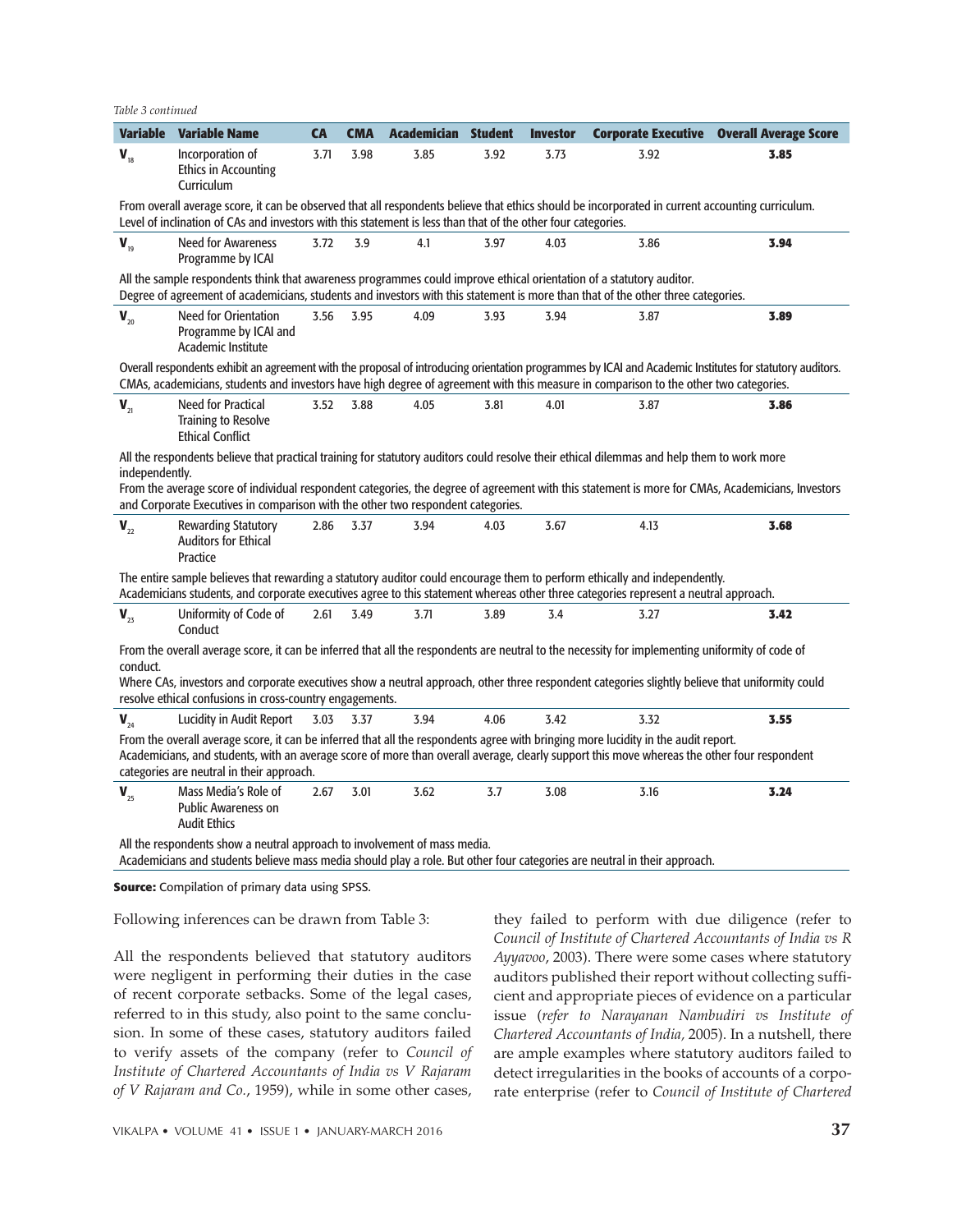*Table 3 continued*

| Variable | Variable Name | CA | CMA | Academician | Student | Investor | Corporate Executive | Overall Average Score |
|---|---|---|---|---|---|---|---|---|
| $V_{18}$ | Incorporation of Ethics in Accounting Curriculum | 3.71 | 3.98 | 3.85 | 3.92 | 3.73 | 3.92 | **3.85** |
| | From overall average score, it can be observed that all respondents believe that ethics should be incorporated in current accounting curriculum. Level of inclination of CAs and investors with this statement is less than that of the other four categories. | | | | | | | |
| $V_{19}$ | Need for Awareness Programme by ICAI | 3.72 | 3.9 | 4.1 | 3.97 | 4.03 | 3.86 | **3.94** |
| | All the sample respondents think that awareness programmes could improve ethical orientation of a statutory auditor. Degree of agreement of academicians, students and investors with this statement is more than that of the other three categories. | | | | | | | |
| $V_{20}$ | Need for Orientation Programme by ICAI and Academic Institute | 3.56 | 3.95 | 4.09 | 3.93 | 3.94 | 3.87 | **3.89** |
| | Overall respondents exhibit an agreement with the proposal of introducing orientation programmes by ICAI and Academic Institutes for statutory auditors. CMAs, academicians, students and investors have high degree of agreement with this measure in comparison to the other two categories. | | | | | | | |
| $V_{21}$ | Need for Practical Training to Resolve Ethical Conflict | 3.52 | 3.88 | 4.05 | 3.81 | 4.01 | 3.87 | **3.86** |
| | All the respondents believe that practical training for statutory auditors could resolve their ethical dilemmas and help them to work more independently. From the average score of individual respondent categories, the degree of agreement with this statement is more for CMAs, Academicians, Investors and Corporate Executives in comparison with the other two respondent categories. | | | | | | | |
| $V_{22}$ | Rewarding Statutory Auditors for Ethical Practice | 2.86 | 3.37 | 3.94 | 4.03 | 3.67 | 4.13 | **3.68** |
| | The entire sample believes that rewarding a statutory auditor could encourage them to perform ethically and independently. Academicians students, and corporate executives agree to this statement whereas other three categories represent a neutral approach. | | | | | | | |
| $V_{23}$ | Uniformity of Code of Conduct | 2.61 | 3.49 | 3.71 | 3.89 | 3.4 | 3.27 | **3.42** |
| | From the overall average score, it can be inferred that all the respondents are neutral to the necessity for implementing uniformity of code of conduct. Where CAs, investors and corporate executives show a neutral approach, other three respondent categories slightly believe that uniformity could resolve ethical confusions in cross-country engagements. | | | | | | | |
| $V_{24}$ | Lucidity in Audit Report | 3.03 | 3.37 | 3.94 | 4.06 | 3.42 | 3.32 | **3.55** |
| | From the overall average score, it can be inferred that all the respondents agree with bringing more lucidity in the audit report. Academicians, and students, with an average score of more than overall average, clearly support this move whereas the other four respondent categories are neutral in their approach. | | | | | | | |
| $V_{25}$ | Mass Media's Role of Public Awareness on Audit Ethics | 2.67 | 3.01 | 3.62 | 3.7 | 3.08 | 3.16 | **3.24** |
| | All the respondents show a neutral approach to involvement of mass media. Academicians and students believe mass media should play a role. But other four categories are neutral in their approach. | | | | | | | |

**Source:** Compilation of primary data using SPSS.

Following inferences can be drawn from Table 3:

All the respondents believed that statutory auditors were negligent in performing their duties in the case of recent corporate setbacks. Some of the legal cases, referred to in this study, also point to the same conclusion. In some of these cases, statutory auditors failed to verify assets of the company (refer to *Council of Institute of Chartered Accountants of India vs V Rajaram of V Rajaram and Co.*, 1959), while in some other cases, they failed to perform with due diligence (refer to *Council of Institute of Chartered Accountants of India vs R Ayyavoo*, 2003). There were some cases where statutory auditors published their report without collecting sufficient and appropriate pieces of evidence on a particular issue (*refer to Narayanan Nambudiri vs Institute of Chartered Accountants of India,* 2005). In a nutshell, there are ample examples where statutory auditors failed to detect irregularities in the books of accounts of a corporate enterprise (refer to *Council of Institute of Chartered*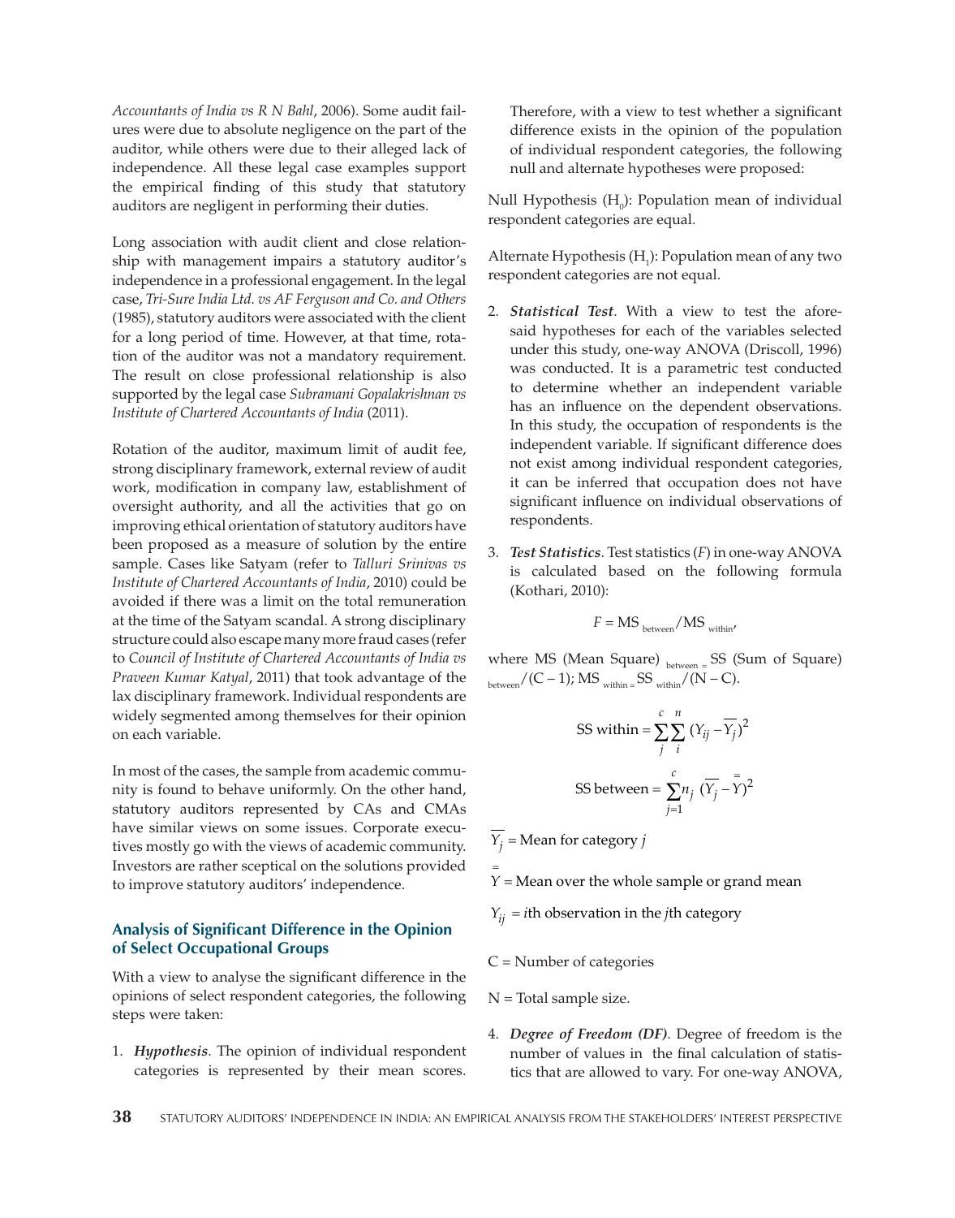*Accountants of India vs R N Bahl*, 2006). Some audit failures were due to absolute negligence on the part of the auditor, while others were due to their alleged lack of independence. All these legal case examples support the empirical finding of this study that statutory auditors are negligent in performing their duties.

Long association with audit client and close relationship with management impairs a statutory auditor's independence in a professional engagement. In the legal case, *Tri-Sure India Ltd. vs AF Ferguson and Co. and Others* (1985), statutory auditors were associated with the client for a long period of time. However, at that time, rotation of the auditor was not a mandatory requirement. The result on close professional relationship is also supported by the legal case *Subramani Gopalakrishnan vs Institute of Chartered Accountants of India* (2011).

Rotation of the auditor, maximum limit of audit fee, strong disciplinary framework, external review of audit work, modification in company law, establishment of oversight authority, and all the activities that go on improving ethical orientation of statutory auditors have been proposed as a measure of solution by the entire sample. Cases like Satyam (refer to *Talluri Srinivas vs Institute of Chartered Accountants of India*, 2010) could be avoided if there was a limit on the total remuneration at the time of the Satyam scandal. A strong disciplinary structure could also escape many more fraud cases (refer to *Council of Institute of Chartered Accountants of India vs Praveen Kumar Katyal*, 2011) that took advantage of the lax disciplinary framework. Individual respondents are widely segmented among themselves for their opinion on each variable.

In most of the cases, the sample from academic community is found to behave uniformly. On the other hand, statutory auditors represented by CAs and CMAs have similar views on some issues. Corporate executives mostly go with the views of academic community. Investors are rather sceptical on the solutions provided to improve statutory auditors' independence.

### Analysis of Significant Difference in the Opinion of Select Occupational Groups

With a view to analyse the significant difference in the opinions of select respondent categories, the following steps were taken:

1. ***Hypothesis***. The opinion of individual respondent categories is represented by their mean scores. Therefore, with a view to test whether a significant difference exists in the opinion of the population of individual respondent categories, the following null and alternate hypotheses were proposed:

Null Hypothesis ($H_0$): Population mean of individual respondent categories are equal.

Alternate Hypothesis ($H_1$): Population mean of any two respondent categories are not equal.

2. ***Statistical Test***. With a view to test the aforesaid hypotheses for each of the variables selected under this study, one-way ANOVA (Driscoll, 1996) was conducted. It is a parametric test conducted to determine whether an independent variable has an influence on the dependent observations. In this study, the occupation of respondents is the independent variable. If significant difference does not exist among individual respondent categories, it can be inferred that occupation does not have significant influence on individual observations of respondents.

3. ***Test Statistics***. Test statistics ($F$) in one-way ANOVA is calculated based on the following formula (Kothari, 2010):

$$F = \text{MS}_{\text{between}}/\text{MS}_{\text{within}},$$

where MS (Mean Square) $_{\text{between}} =$ SS (Sum of Square) $_{\text{between}}/(\text{C} - 1)$; $\text{MS}_{\text{within}} = \text{SS}_{\text{within}}/(\text{N} - \text{C})$.

$$\text{SS within} = \sum_{j}^{c}\sum_{i}^{n}(Y_{ij} - \overline{Y_j})^2$$

$$\text{SS between} = \sum_{j=1}^{c} n_j\,(\overline{Y_j} - \overline{\overline{Y}})^2$$

$\overline{Y_j}$ = Mean for category $j$

$\overline{\overline{Y}}$ = Mean over the whole sample or grand mean

$Y_{ij}$ = $i$th observation in the $j$th category

C = Number of categories

N = Total sample size.

4. ***Degree of Freedom (DF)***. Degree of freedom is the number of values in the final calculation of statistics that are allowed to vary. For one-way ANOVA,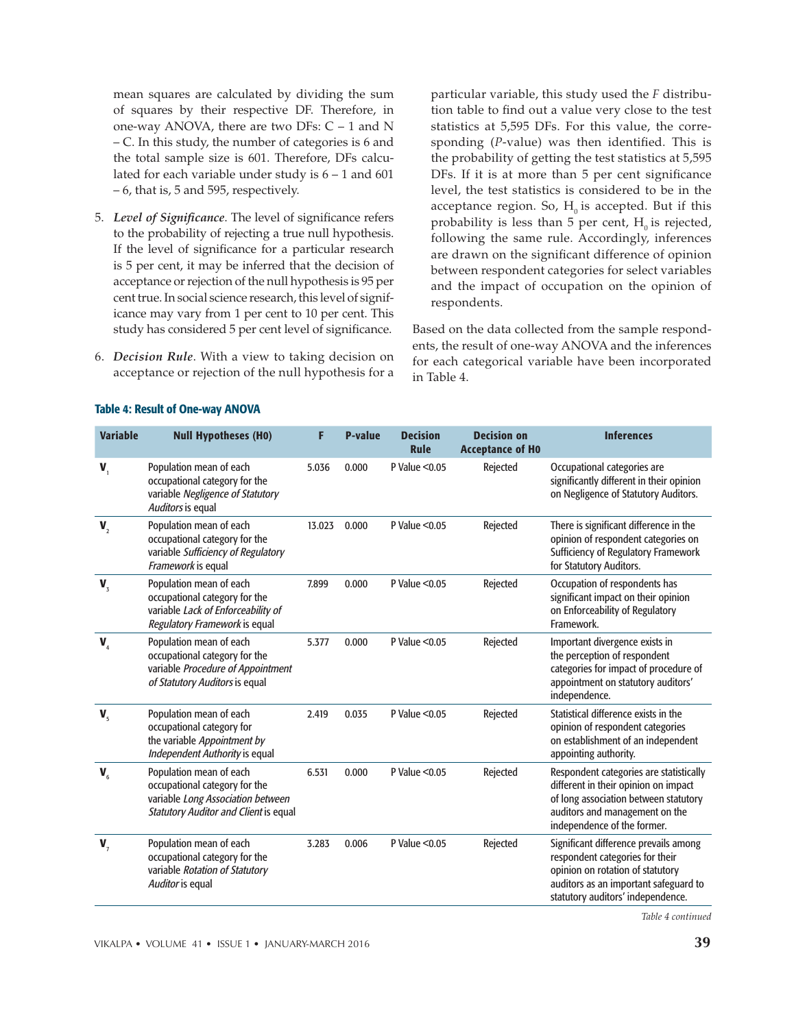mean squares are calculated by dividing the sum of squares by their respective DF. Therefore, in one-way ANOVA, there are two DFs: C – 1 and N – C. In this study, the number of categories is 6 and the total sample size is 601. Therefore, DFs calculated for each variable under study is 6 – 1 and 601 – 6, that is, 5 and 595, respectively.

5. ***Level of Significance***. The level of significance refers to the probability of rejecting a true null hypothesis. If the level of significance for a particular research is 5 per cent, it may be inferred that the decision of acceptance or rejection of the null hypothesis is 95 per cent true. In social science research, this level of significance may vary from 1 per cent to 10 per cent. This study has considered 5 per cent level of significance.

6. ***Decision Rule***. With a view to taking decision on acceptance or rejection of the null hypothesis for a particular variable, this study used the *F* distribution table to find out a value very close to the test statistics at 5,595 DFs. For this value, the corresponding (*P*-value) was then identified. This is the probability of getting the test statistics at 5,595 DFs. If it is at more than 5 per cent significance level, the test statistics is considered to be in the acceptance region. So, $H_0$ is accepted. But if this probability is less than 5 per cent, $H_0$ is rejected, following the same rule. Accordingly, inferences are drawn on the significant difference of opinion between respondent categories for select variables and the impact of occupation on the opinion of respondents.

Based on the data collected from the sample respondents, the result of one-way ANOVA and the inferences for each categorical variable have been incorporated in Table 4.

**Table 4: Result of One-way ANOVA**

| Variable | Null Hypotheses (H0) | F | P-value | Decision Rule | Decision on Acceptance of H0 | Inferences |
|---|---|---|---|---|---|---|
| $V_1$ | Population mean of each occupational category for the variable *Negligence of Statutory Auditors* is equal | 5.036 | 0.000 | P Value <0.05 | Rejected | Occupational categories are significantly different in their opinion on Negligence of Statutory Auditors. |
| $V_2$ | Population mean of each occupational category for the variable *Sufficiency of Regulatory Framework* is equal | 13.023 | 0.000 | P Value <0.05 | Rejected | There is significant difference in the opinion of respondent categories on Sufficiency of Regulatory Framework for Statutory Auditors. |
| $V_3$ | Population mean of each occupational category for the variable *Lack of Enforceability of Regulatory Framework* is equal | 7.899 | 0.000 | P Value <0.05 | Rejected | Occupation of respondents has significant impact on their opinion on Enforceability of Regulatory Framework. |
| $V_4$ | Population mean of each occupational category for the variable *Procedure of Appointment of Statutory Auditors* is equal | 5.377 | 0.000 | P Value <0.05 | Rejected | Important divergence exists in the perception of respondent categories for impact of procedure of appointment on statutory auditors' independence. |
| $V_5$ | Population mean of each occupational category for the variable *Appointment by Independent Authority* is equal | 2.419 | 0.035 | P Value <0.05 | Rejected | Statistical difference exists in the opinion of respondent categories on establishment of an independent appointing authority. |
| $V_6$ | Population mean of each occupational category for the variable *Long Association between Statutory Auditor and Client* is equal | 6.531 | 0.000 | P Value <0.05 | Rejected | Respondent categories are statistically different in their opinion on impact of long association between statutory auditors and management on the independence of the former. |
| $V_7$ | Population mean of each occupational category for the variable *Rotation of Statutory Auditor* is equal | 3.283 | 0.006 | P Value <0.05 | Rejected | Significant difference prevails among respondent categories for their opinion on rotation of statutory auditors as an important safeguard to statutory auditors' independence. |

*Table 4 continued*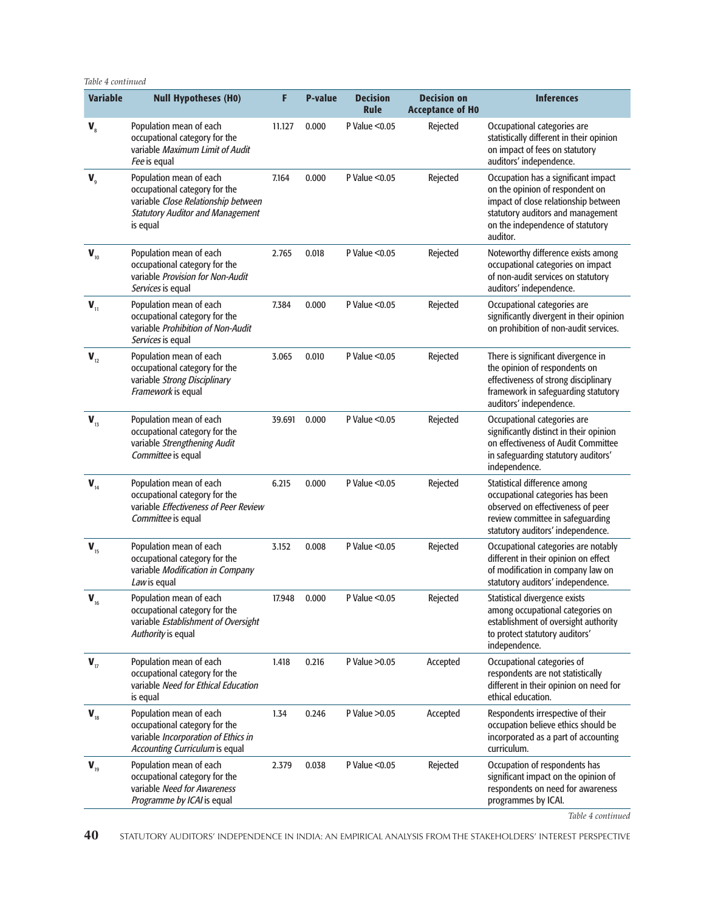*Table 4 continued*

| Variable | Null Hypotheses (H0) | F | P-value | Decision Rule | Decision on Acceptance of H0 | Inferences |
|---|---|---|---|---|---|---|
| $V_8$ | Population mean of each occupational category for the variable *Maximum Limit of Audit Fee* is equal | 11.127 | 0.000 | P Value <0.05 | Rejected | Occupational categories are statistically different in their opinion on impact of fees on statutory auditors' independence. |
| $V_9$ | Population mean of each occupational category for the variable *Close Relationship between Statutory Auditor and Management* is equal | 7.164 | 0.000 | P Value <0.05 | Rejected | Occupation has a significant impact on the opinion of respondent on impact of close relationship between statutory auditors and management on the independence of statutory auditor. |
| $V_{10}$ | Population mean of each occupational category for the variable *Provision for Non-Audit Services* is equal | 2.765 | 0.018 | P Value <0.05 | Rejected | Noteworthy difference exists among occupational categories on impact of non-audit services on statutory auditors' independence. |
| $V_{11}$ | Population mean of each occupational category for the variable *Prohibition of Non-Audit Services* is equal | 7.384 | 0.000 | P Value <0.05 | Rejected | Occupational categories are significantly divergent in their opinion on prohibition of non-audit services. |
| $V_{12}$ | Population mean of each occupational category for the variable *Strong Disciplinary Framework* is equal | 3.065 | 0.010 | P Value <0.05 | Rejected | There is significant divergence in the opinion of respondents on effectiveness of strong disciplinary framework in safeguarding statutory auditors' independence. |
| $V_{13}$ | Population mean of each occupational category for the variable *Strengthening Audit Committee* is equal | 39.691 | 0.000 | P Value <0.05 | Rejected | Occupational categories are significantly distinct in their opinion on effectiveness of Audit Committee in safeguarding statutory auditors' independence. |
| $V_{14}$ | Population mean of each occupational category for the variable *Effectiveness of Peer Review Committee* is equal | 6.215 | 0.000 | P Value <0.05 | Rejected | Statistical difference among occupational categories has been observed on effectiveness of peer review committee in safeguarding statutory auditors' independence. |
| $V_{15}$ | Population mean of each occupational category for the variable *Modification in Company Law* is equal | 3.152 | 0.008 | P Value <0.05 | Rejected | Occupational categories are notably different in their opinion on effect of modification in company law on statutory auditors' independence. |
| $V_{16}$ | Population mean of each occupational category for the variable *Establishment of Oversight Authority* is equal | 17.948 | 0.000 | P Value <0.05 | Rejected | Statistical divergence exists among occupational categories on establishment of oversight authority to protect statutory auditors' independence. |
| $V_{17}$ | Population mean of each occupational category for the variable *Need for Ethical Education* is equal | 1.418 | 0.216 | P Value >0.05 | Accepted | Occupational categories of respondents are not statistically different in their opinion on need for ethical education. |
| $V_{18}$ | Population mean of each occupational category for the variable *Incorporation of Ethics in Accounting Curriculum* is equal | 1.34 | 0.246 | P Value >0.05 | Accepted | Respondents irrespective of their occupation believe ethics should be incorporated as a part of accounting curriculum. |
| $V_{19}$ | Population mean of each occupational category for the variable *Need for Awareness Programme by ICAI* is equal | 2.379 | 0.038 | P Value <0.05 | Rejected | Occupation of respondents has significant impact on the opinion of respondents on need for awareness programmes by ICAI. |

*Table 4 continued*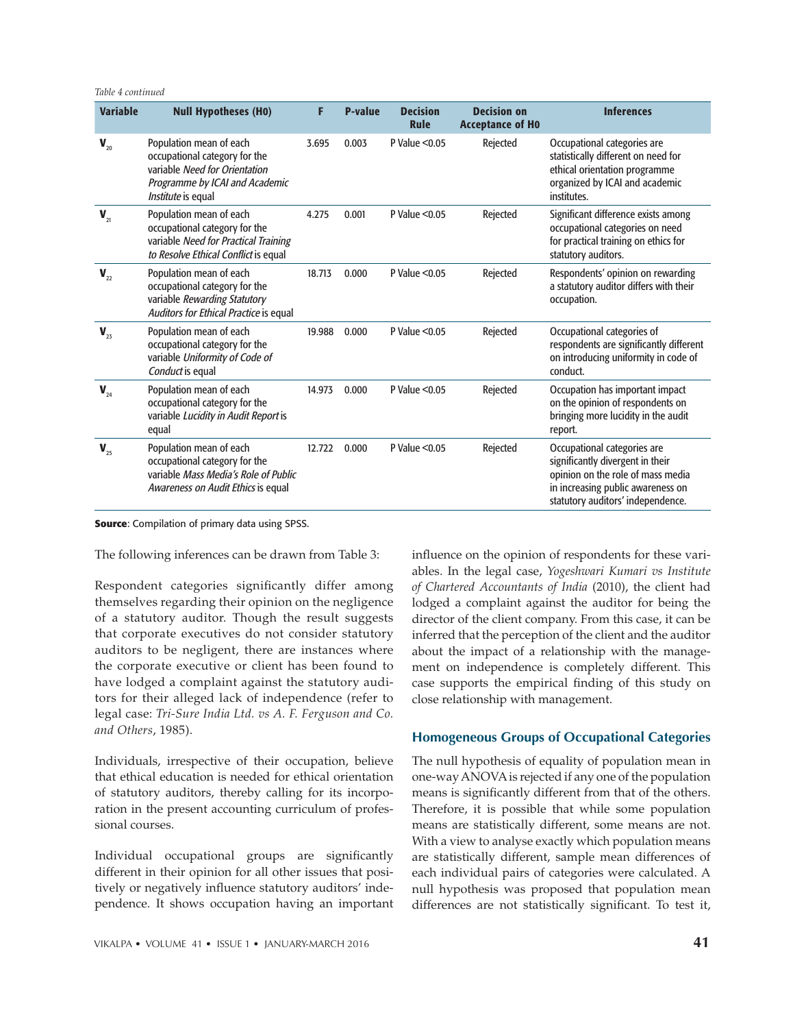*Table 4 continued*

| Variable | Null Hypotheses (H0) | F | P-value | Decision Rule | Decision on Acceptance of H0 | Inferences |
|---|---|---|---|---|---|---|
| $V_{20}$ | Population mean of each occupational category for the variable *Need for Orientation Programme by ICAI and Academic Institute* is equal | 3.695 | 0.003 | P Value <0.05 | Rejected | Occupational categories are statistically different on need for ethical orientation programme organized by ICAI and academic institutes. |
| $V_{21}$ | Population mean of each occupational category for the variable *Need for Practical Training to Resolve Ethical Conflict* is equal | 4.275 | 0.001 | P Value <0.05 | Rejected | Significant difference exists among occupational categories on need for practical training on ethics for statutory auditors. |
| $V_{22}$ | Population mean of each occupational category for the variable *Rewarding Statutory Auditors for Ethical Practice* is equal | 18.713 | 0.000 | P Value <0.05 | Rejected | Respondents' opinion on rewarding a statutory auditor differs with their occupation. |
| $V_{23}$ | Population mean of each occupational category for the variable *Uniformity of Code of Conduct* is equal | 19.988 | 0.000 | P Value <0.05 | Rejected | Occupational categories of respondents are significantly different on introducing uniformity in code of conduct. |
| $V_{24}$ | Population mean of each occupational category for the variable *Lucidity in Audit Report* is equal | 14.973 | 0.000 | P Value <0.05 | Rejected | Occupation has important impact on the opinion of respondents on bringing more lucidity in the audit report. |
| $V_{25}$ | Population mean of each occupational category for the variable *Mass Media's Role of Public Awareness on Audit Ethics* is equal | 12.722 | 0.000 | P Value <0.05 | Rejected | Occupational categories are significantly divergent in their opinion on the role of mass media in increasing public awareness on statutory auditors' independence. |

**Source**: Compilation of primary data using SPSS.

The following inferences can be drawn from Table 3:

Respondent categories significantly differ among themselves regarding their opinion on the negligence of a statutory auditor. Though the result suggests that corporate executives do not consider statutory auditors to be negligent, there are instances where the corporate executive or client has been found to have lodged a complaint against the statutory auditors for their alleged lack of independence (refer to legal case: *Tri-Sure India Ltd. vs A. F. Ferguson and Co. and Others*, 1985).

Individuals, irrespective of their occupation, believe that ethical education is needed for ethical orientation of statutory auditors, thereby calling for its incorporation in the present accounting curriculum of professional courses.

Individual occupational groups are significantly different in their opinion for all other issues that positively or negatively influence statutory auditors' independence. It shows occupation having an important influence on the opinion of respondents for these variables. In the legal case, *Yogeshwari Kumari vs Institute of Chartered Accountants of India* (2010), the client had lodged a complaint against the auditor for being the director of the client company. From this case, it can be inferred that the perception of the client and the auditor about the impact of a relationship with the management on independence is completely different. This case supports the empirical finding of this study on close relationship with management.

## Homogeneous Groups of Occupational Categories

The null hypothesis of equality of population mean in one-way ANOVA is rejected if any one of the population means is significantly different from that of the others. Therefore, it is possible that while some population means are statistically different, some means are not. With a view to analyse exactly which population means are statistically different, sample mean differences of each individual pairs of categories were calculated. A null hypothesis was proposed that population mean differences are not statistically significant. To test it,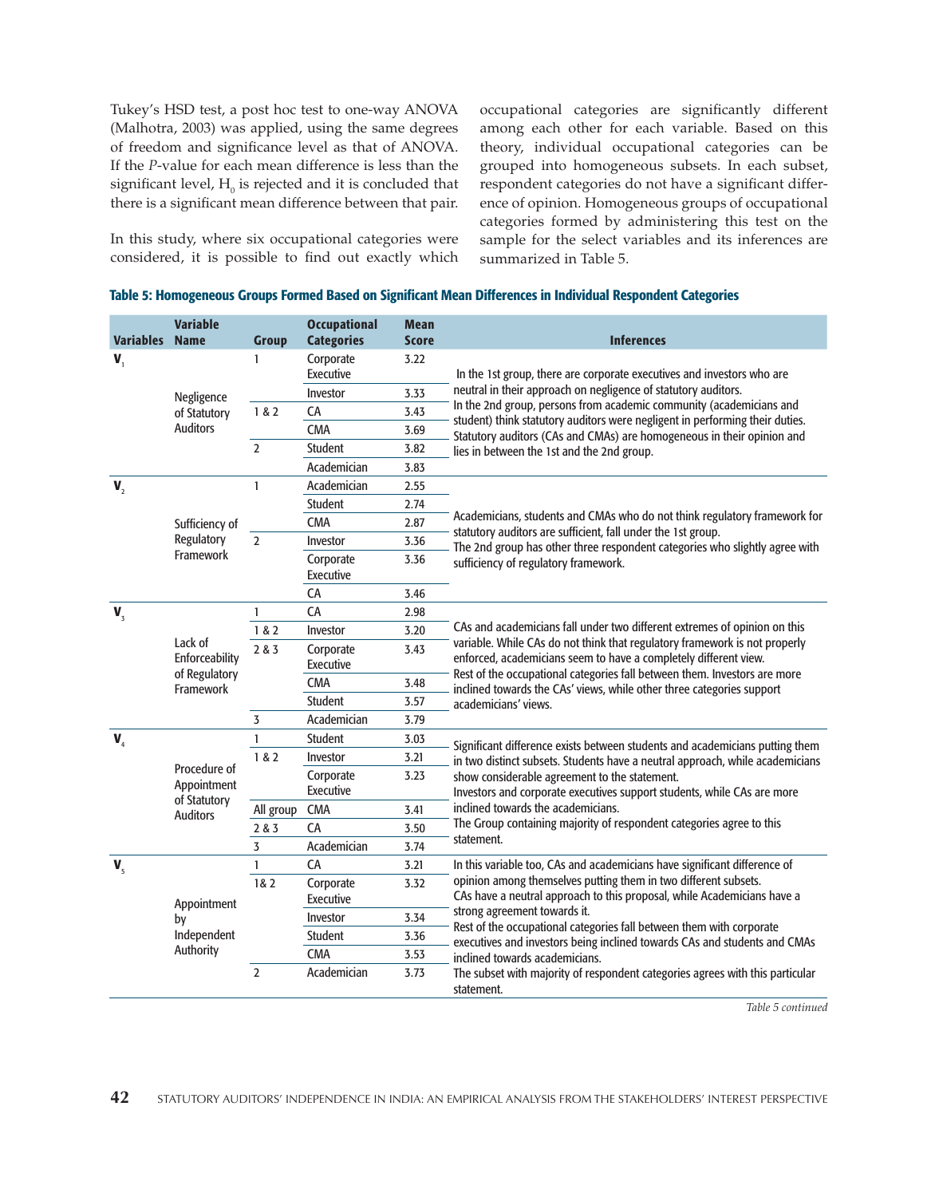Tukey's HSD test, a post hoc test to one-way ANOVA (Malhotra, 2003) was applied, using the same degrees of freedom and significance level as that of ANOVA. If the *P*-value for each mean difference is less than the significant level, $H_0$ is rejected and it is concluded that there is a significant mean difference between that pair.

In this study, where six occupational categories were considered, it is possible to find out exactly which occupational categories are significantly different among each other for each variable. Based on this theory, individual occupational categories can be grouped into homogeneous subsets. In each subset, respondent categories do not have a significant difference of opinion. Homogeneous groups of occupational categories formed by administering this test on the sample for the select variables and its inferences are summarized in Table 5.

**Table 5: Homogeneous Groups Formed Based on Significant Mean Differences in Individual Respondent Categories**

| Variables | Variable Name | Group | Occupational Categories | Mean Score | Inferences |
|---|---|---|---|---|---|
| $V_1$ | Negligence of Statutory Auditors | 1 | Corporate Executive | 3.22 | In the 1st group, there are corporate executives and investors who are neutral in their approach on negligence of statutory auditors. In the 2nd group, persons from academic community (academicians and student) think statutory auditors were negligent in performing their duties. Statutory auditors (CAs and CMAs) are homogeneous in their opinion and lies in between the 1st and the 2nd group. |
| | | | Investor | 3.33 | |
| | | 1 & 2 | CA | 3.43 | |
| | | | CMA | 3.69 | |
| | | 2 | Student | 3.82 | |
| | | | Academician | 3.83 | |
| $V_2$ | Sufficiency of Regulatory Framework | 1 | Academician | 2.55 | Academicians, students and CMAs who do not think regulatory framework for statutory auditors are sufficient, fall under the 1st group. The 2nd group has other three respondent categories who slightly agree with sufficiency of regulatory framework. |
| | | | Student | 2.74 | |
| | | | CMA | 2.87 | |
| | | 2 | Investor | 3.36 | |
| | | | Corporate Executive | 3.36 | |
| | | | CA | 3.46 | |
| $V_3$ | Lack of Enforceability of Regulatory Framework | 1 | CA | 2.98 | CAs and academicians fall under two different extremes of opinion on this variable. While CAs do not think that regulatory framework is not properly enforced, academicians seem to have a completely different view. Rest of the occupational categories fall between them. Investors are more inclined towards the CAs' views, while other three categories support academicians' views. |
| | | 1 & 2 | Investor | 3.20 | |
| | | 2 & 3 | Corporate Executive | 3.43 | |
| | | | CMA | 3.48 | |
| | | | Student | 3.57 | |
| | | 3 | Academician | 3.79 | |
| $V_4$ | Procedure of Appointment of Statutory Auditors | 1 | Student | 3.03 | Significant difference exists between students and academicians putting them in two distinct subsets. Students have a neutral approach, while academicians show considerable agreement to the statement. Investors and corporate executives support students, while CAs are more inclined towards the academicians. The Group containing majority of respondent categories agree to this statement. |
| | | 1 & 2 | Investor | 3.21 | |
| | | | Corporate Executive | 3.23 | |
| | | All group | CMA | 3.41 | |
| | | 2 & 3 | CA | 3.50 | |
| | | 3 | Academician | 3.74 | |
| $V_5$ | Appointment by Independent Authority | 1 | CA | 3.21 | In this variable too, CAs and academicians have significant difference of opinion among themselves putting them in two different subsets. CAs have a neutral approach to this proposal, while Academicians have a strong agreement towards it. Rest of the occupational categories fall between them with corporate executives and investors being inclined towards CAs and students and CMAs inclined towards academicians. The subset with majority of respondent categories agrees with this particular statement. |
| | | 1& 2 | Corporate Executive | 3.32 | |
| | | | Investor | 3.34 | |
| | | | Student | 3.36 | |
| | | | CMA | 3.53 | |
| | | 2 | Academician | 3.73 | |

*Table 5 continued*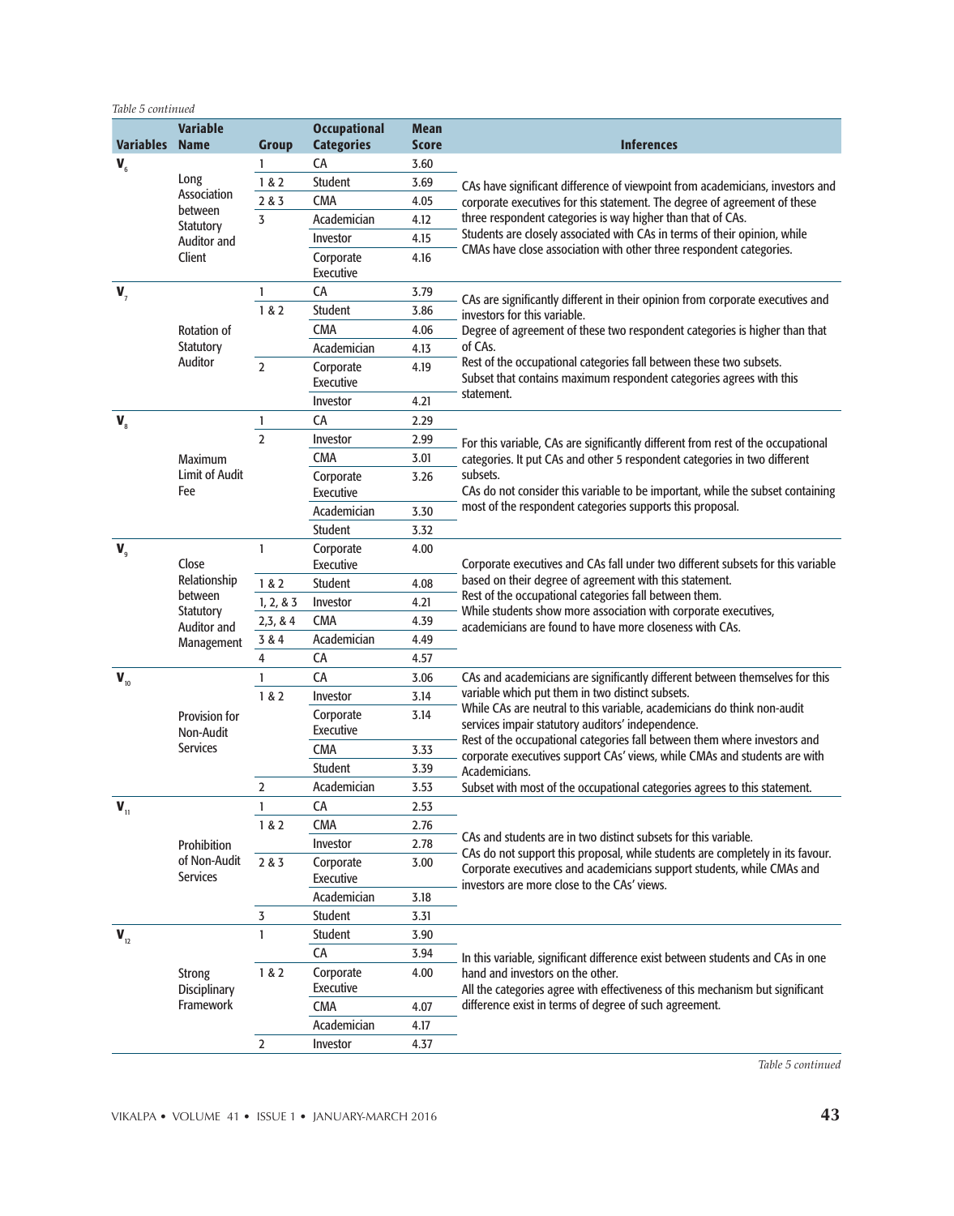*Table 5 continued*

| Variables | Variable Name | Group | Occupational Categories | Mean Score | Inferences |
|---|---|---|---|---|---|
| $V_6$ | Long Association between Statutory Auditor and Client | 1 | CA | 3.60 | CAs have significant difference of viewpoint from academicians, investors and corporate executives for this statement. The degree of agreement of these three respondent categories is way higher than that of CAs. Students are closely associated with CAs in terms of their opinion, while CMAs have close association with other three respondent categories. |
| | | 1 & 2 | Student | 3.69 | |
| | | 2 & 3 | CMA | 4.05 | |
| | | 3 | Academician | 4.12 | |
| | | | Investor | 4.15 | |
| | | | Corporate Executive | 4.16 | |
| $V_7$ | Rotation of Statutory Auditor | 1 | CA | 3.79 | CAs are significantly different in their opinion from corporate executives and investors for this variable. Degree of agreement of these two respondent categories is higher than that of CAs. Rest of the occupational categories fall between these two subsets. Subset that contains maximum respondent categories agrees with this statement. |
| | | 1 & 2 | Student | 3.86 | |
| | | | CMA | 4.06 | |
| | | | Academician | 4.13 | |
| | | 2 | Corporate Executive | 4.19 | |
| | | | Investor | 4.21 | |
| $V_8$ | Maximum Limit of Audit Fee | 1 | CA | 2.29 | For this variable, CAs are significantly different from rest of the occupational categories. It put CAs and other 5 respondent categories in two different subsets. CAs do not consider this variable to be important, while the subset containing most of the respondent categories supports this proposal. |
| | | 2 | Investor | 2.99 | |
| | | | CMA | 3.01 | |
| | | | Corporate Executive | 3.26 | |
| | | | Academician | 3.30 | |
| | | | Student | 3.32 | |
| $V_9$ | Close Relationship between Statutory Auditor and Management | 1 | Corporate Executive | 4.00 | Corporate executives and CAs fall under two different subsets for this variable based on their degree of agreement with this statement. Rest of the occupational categories fall between them. While students show more association with corporate executives, academicians are found to have more closeness with CAs. |
| | | 1 & 2 | Student | 4.08 | |
| | | 1, 2, & 3 | Investor | 4.21 | |
| | | 2,3, & 4 | CMA | 4.39 | |
| | | 3 & 4 | Academician | 4.49 | |
| | | 4 | CA | 4.57 | |
| $V_{10}$ | Provision for Non-Audit Services | 1 | CA | 3.06 | CAs and academicians are significantly different between themselves for this variable which put them in two distinct subsets. While CAs are neutral to this variable, academicians do think non-audit services impair statutory auditors' independence. Rest of the occupational categories fall between them where investors and corporate executives support CAs' views, while CMAs and students are with Academicians. Subset with most of the occupational categories agrees to this statement. |
| | | 1 & 2 | Investor | 3.14 | |
| | | | Corporate Executive | 3.14 | |
| | | | CMA | 3.33 | |
| | | | Student | 3.39 | |
| | | 2 | Academician | 3.53 | |
| $V_{11}$ | Prohibition of Non-Audit Services | 1 | CA | 2.53 | CAs and students are in two distinct subsets for this variable. CAs do not support this proposal, while students are completely in its favour. Corporate executives and academicians support students, while CMAs and investors are more close to the CAs' views. |
| | | 1 & 2 | CMA | 2.76 | |
| | | | Investor | 2.78 | |
| | | 2 & 3 | Corporate Executive | 3.00 | |
| | | | Academician | 3.18 | |
| | | 3 | Student | 3.31 | |
| $V_{12}$ | Strong Disciplinary Framework | 1 | Student | 3.90 | In this variable, significant difference exist between students and CAs in one hand and investors on the other. All the categories agree with effectiveness of this mechanism but significant difference exist in terms of degree of such agreement. |
| | | | CA | 3.94 | |
| | | 1 & 2 | Corporate Executive | 4.00 | |
| | | | CMA | 4.07 | |
| | | | Academician | 4.17 | |
| | | 2 | Investor | 4.37 | |

*Table 5 continued*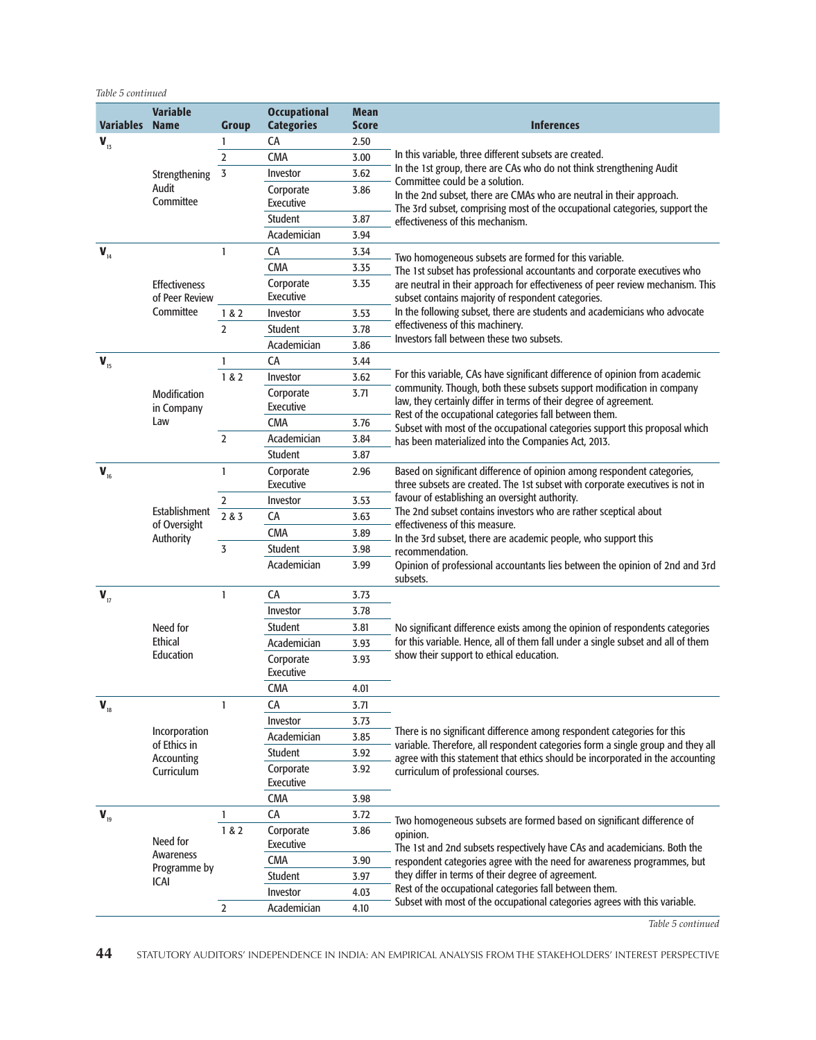*Table 5 continued*

| Variables | Variable Name | Group | Occupational Categories | Mean Score | Inferences |
|---|---|---|---|---|---|
| $V_{13}$ | Strengthening Audit Committee | 1 | CA | 2.50 | In this variable, three different subsets are created. In the 1st group, there are CAs who do not think strengthening Audit Committee could be a solution. In the 2nd subset, there are CMAs who are neutral in their approach. The 3rd subset, comprising most of the occupational categories, support the effectiveness of this mechanism. |
| | | 2 | CMA | 3.00 | |
| | | 3 | Investor | 3.62 | |
| | | | Corporate Executive | 3.86 | |
| | | | Student | 3.87 | |
| | | | Academician | 3.94 | |
| $V_{14}$ | Effectiveness of Peer Review Committee | 1 | CA | 3.34 | Two homogeneous subsets are formed for this variable. The 1st subset has professional accountants and corporate executives who are neutral in their approach for effectiveness of peer review mechanism. This subset contains majority of respondent categories. In the following subset, there are students and academicians who advocate effectiveness of this machinery. Investors fall between these two subsets. |
| | | | CMA | 3.35 | |
| | | | Corporate Executive | 3.35 | |
| | | 1 & 2 | Investor | 3.53 | |
| | | 2 | Student | 3.78 | |
| | | | Academician | 3.86 | |
| $V_{15}$ | Modification in Company Law | 1 | CA | 3.44 | For this variable, CAs have significant difference of opinion from academic community. Though, both these subsets support modification in company law, they certainly differ in terms of their degree of agreement. Rest of the occupational categories fall between them. Subset with most of the occupational categories support this proposal which has been materialized into the Companies Act, 2013. |
| | | 1 & 2 | Investor | 3.62 | |
| | | | Corporate Executive | 3.71 | |
| | | | CMA | 3.76 | |
| | | 2 | Academician | 3.84 | |
| | | | Student | 3.87 | |
| $V_{16}$ | Establishment of Oversight Authority | 1 | Corporate Executive | 2.96 | Based on significant difference of opinion among respondent categories, three subsets are created. The 1st subset with corporate executives is not in favour of establishing an oversight authority. The 2nd subset contains investors who are rather sceptical about effectiveness of this measure. In the 3rd subset, there are academic people, who support this recommendation. Opinion of professional accountants lies between the opinion of 2nd and 3rd subsets. |
| | | 2 | Investor | 3.53 | |
| | | 2 & 3 | CA | 3.63 | |
| | | | CMA | 3.89 | |
| | | 3 | Student | 3.98 | |
| | | | Academician | 3.99 | |
| $V_{17}$ | Need for Ethical Education | 1 | CA | 3.73 | No significant difference exists among the opinion of respondents categories for this variable. Hence, all of them fall under a single subset and all of them show their support to ethical education. |
| | | | Investor | 3.78 | |
| | | | Student | 3.81 | |
| | | | Academician | 3.93 | |
| | | | Corporate Executive | 3.93 | |
| | | | CMA | 4.01 | |
| $V_{18}$ | Incorporation of Ethics in Accounting Curriculum | 1 | CA | 3.71 | There is no significant difference among respondent categories for this variable. Therefore, all respondent categories form a single group and they all agree with this statement that ethics should be incorporated in the accounting curriculum of professional courses. |
| | | | Investor | 3.73 | |
| | | | Academician | 3.85 | |
| | | | Student | 3.92 | |
| | | | Corporate Executive | 3.92 | |
| | | | CMA | 3.98 | |
| $V_{19}$ | Need for Awareness Programme by ICAI | 1 | CA | 3.72 | Two homogeneous subsets are formed based on significant difference of opinion. The 1st and 2nd subsets respectively have CAs and academicians. Both the respondent categories agree with the need for awareness programmes, but they differ in terms of their degree of agreement. Rest of the occupational categories fall between them. Subset with most of the occupational categories agrees with this variable. |
| | | 1 & 2 | Corporate Executive | 3.86 | |
| | | | CMA | 3.90 | |
| | | | Student | 3.97 | |
| | | | Investor | 4.03 | |
| | | 2 | Academician | 4.10 | |

*Table 5 continued*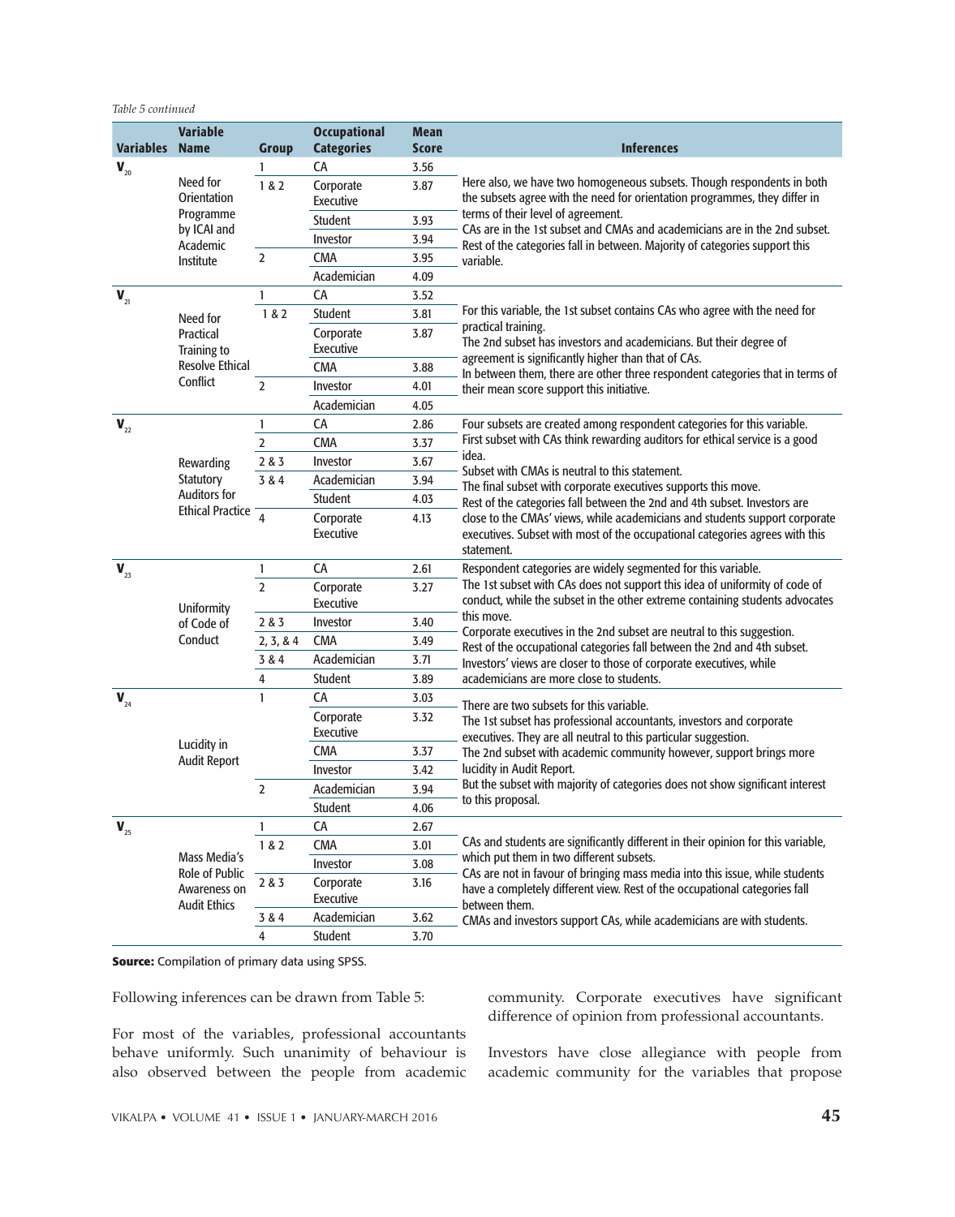*Table 5 continued*

| Variables | Variable Name | Group | Occupational Categories | Mean Score | Inferences |
|---|---|---|---|---|---|
| $V_{20}$ | Need for Orientation Programme by ICAI and Academic Institute | 1 | CA | 3.56 | Here also, we have two homogeneous subsets. Though respondents in both the subsets agree with the need for orientation programmes, they differ in terms of their level of agreement. CAs are in the 1st subset and CMAs and academicians are in the 2nd subset. Rest of the categories fall in between. Majority of categories support this variable. |
| | | 1 & 2 | Corporate Executive | 3.87 | |
| | | | Student | 3.93 | |
| | | | Investor | 3.94 | |
| | | 2 | CMA | 3.95 | |
| | | | Academician | 4.09 | |
| $V_{21}$ | Need for Practical Training to Resolve Ethical Conflict | 1 | CA | 3.52 | For this variable, the 1st subset contains CAs who agree with the need for practical training. The 2nd subset has investors and academicians. But their degree of agreement is significantly higher than that of CAs. In between them, there are other three respondent categories that in terms of their mean score support this initiative. |
| | | 1 & 2 | Student | 3.81 | |
| | | | Corporate Executive | 3.87 | |
| | | | CMA | 3.88 | |
| | | 2 | Investor | 4.01 | |
| | | | Academician | 4.05 | |
| $V_{22}$ | Rewarding Statutory Auditors for Ethical Practice | 1 | CA | 2.86 | Four subsets are created among respondent categories for this variable. First subset with CAs think rewarding auditors for ethical service is a good idea. Subset with CMAs is neutral to this statement. The final subset with corporate executives supports this move. Rest of the categories fall between the 2nd and 4th subset. Investors are close to the CMAs' views, while academicians and students support corporate executives. Subset with most of the occupational categories agrees with this statement. |
| | | 2 | CMA | 3.37 | |
| | | 2 & 3 | Investor | 3.67 | |
| | | 3 & 4 | Academician | 3.94 | |
| | | | Student | 4.03 | |
| | | 4 | Corporate Executive | 4.13 | |
| $V_{23}$ | Uniformity of Code of Conduct | 1 | CA | 2.61 | Respondent categories are widely segmented for this variable. The 1st subset with CAs does not support this idea of uniformity of code of conduct, while the subset in the other extreme containing students advocates this move. Corporate executives in the 2nd subset are neutral to this suggestion. Rest of the occupational categories fall between the 2nd and 4th subset. Investors' views are closer to those of corporate executives, while academicians are more close to students. |
| | | 2 | Corporate Executive | 3.27 | |
| | | 2 & 3 | Investor | 3.40 | |
| | | 2, 3, & 4 | CMA | 3.49 | |
| | | 3 & 4 | Academician | 3.71 | |
| | | 4 | Student | 3.89 | |
| $V_{24}$ | Lucidity in Audit Report | 1 | CA | 3.03 | There are two subsets for this variable. The 1st subset has professional accountants, investors and corporate executives. They are all neutral to this particular suggestion. The 2nd subset with academic community however, support brings more lucidity in Audit Report. But the subset with majority of categories does not show significant interest to this proposal. |
| | | | Corporate Executive | 3.32 | |
| | | | CMA | 3.37 | |
| | | | Investor | 3.42 | |
| | | 2 | Academician | 3.94 | |
| | | | Student | 4.06 | |
| $V_{25}$ | Mass Media's Role of Public Awareness on Audit Ethics | 1 | CA | 2.67 | CAs and students are significantly different in their opinion for this variable, which put them in two different subsets. CAs are not in favour of bringing mass media into this issue, while students have a completely different view. Rest of the occupational categories fall between them. CMAs and investors support CAs, while academicians are with students. |
| | | 1 & 2 | CMA | 3.01 | |
| | | | Investor | 3.08 | |
| | | 2 & 3 | Corporate Executive | 3.16 | |
| | | 3 & 4 | Academician | 3.62 | |
| | | 4 | Student | 3.70 | |

**Source:** Compilation of primary data using SPSS.

Following inferences can be drawn from Table 5:

For most of the variables, professional accountants behave uniformly. Such unanimity of behaviour is also observed between the people from academic community. Corporate executives have significant difference of opinion from professional accountants.

Investors have close allegiance with people from academic community for the variables that propose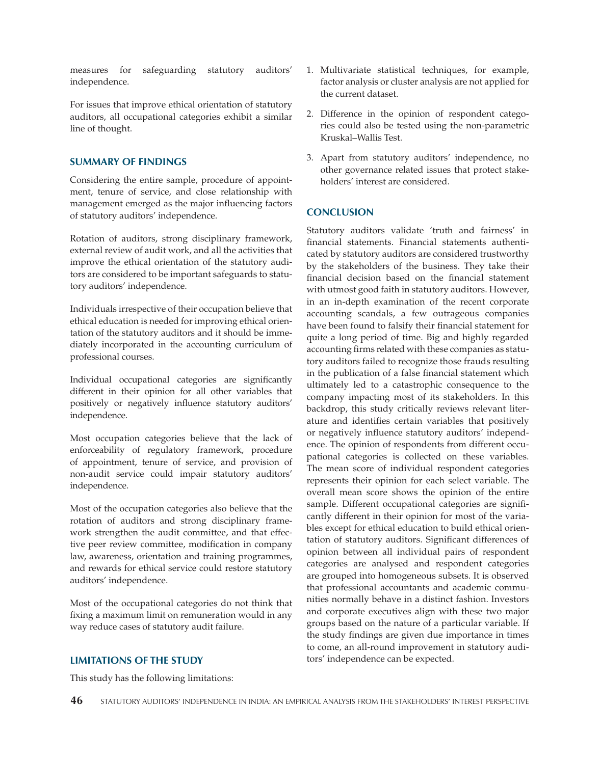measures for safeguarding statutory auditors' independence.

For issues that improve ethical orientation of statutory auditors, all occupational categories exhibit a similar line of thought.

## SUMMARY OF FINDINGS

Considering the entire sample, procedure of appointment, tenure of service, and close relationship with management emerged as the major influencing factors of statutory auditors' independence.

Rotation of auditors, strong disciplinary framework, external review of audit work, and all the activities that improve the ethical orientation of the statutory auditors are considered to be important safeguards to statutory auditors' independence.

Individuals irrespective of their occupation believe that ethical education is needed for improving ethical orientation of the statutory auditors and it should be immediately incorporated in the accounting curriculum of professional courses.

Individual occupational categories are significantly different in their opinion for all other variables that positively or negatively influence statutory auditors' independence.

Most occupation categories believe that the lack of enforceability of regulatory framework, procedure of appointment, tenure of service, and provision of non-audit service could impair statutory auditors' independence.

Most of the occupation categories also believe that the rotation of auditors and strong disciplinary framework strengthen the audit committee, and that effective peer review committee, modification in company law, awareness, orientation and training programmes, and rewards for ethical service could restore statutory auditors' independence.

Most of the occupational categories do not think that fixing a maximum limit on remuneration would in any way reduce cases of statutory audit failure.

## LIMITATIONS OF THE STUDY

This study has the following limitations:

1. Multivariate statistical techniques, for example, factor analysis or cluster analysis are not applied for the current dataset.
2. Difference in the opinion of respondent categories could also be tested using the non-parametric Kruskal–Wallis Test.
3. Apart from statutory auditors' independence, no other governance related issues that protect stakeholders' interest are considered.

## CONCLUSION

Statutory auditors validate 'truth and fairness' in financial statements. Financial statements authenticated by statutory auditors are considered trustworthy by the stakeholders of the business. They take their financial decision based on the financial statement with utmost good faith in statutory auditors. However, in an in-depth examination of the recent corporate accounting scandals, a few outrageous companies have been found to falsify their financial statement for quite a long period of time. Big and highly regarded accounting firms related with these companies as statutory auditors failed to recognize those frauds resulting in the publication of a false financial statement which ultimately led to a catastrophic consequence to the company impacting most of its stakeholders. In this backdrop, this study critically reviews relevant literature and identifies certain variables that positively or negatively influence statutory auditors' independence. The opinion of respondents from different occupational categories is collected on these variables. The mean score of individual respondent categories represents their opinion for each select variable. The overall mean score shows the opinion of the entire sample. Different occupational categories are significantly different in their opinion for most of the variables except for ethical education to build ethical orientation of statutory auditors. Significant differences of opinion between all individual pairs of respondent categories are analysed and respondent categories are grouped into homogeneous subsets. It is observed that professional accountants and academic communities normally behave in a distinct fashion. Investors and corporate executives align with these two major groups based on the nature of a particular variable. If the study findings are given due importance in times to come, an all-round improvement in statutory auditors' independence can be expected.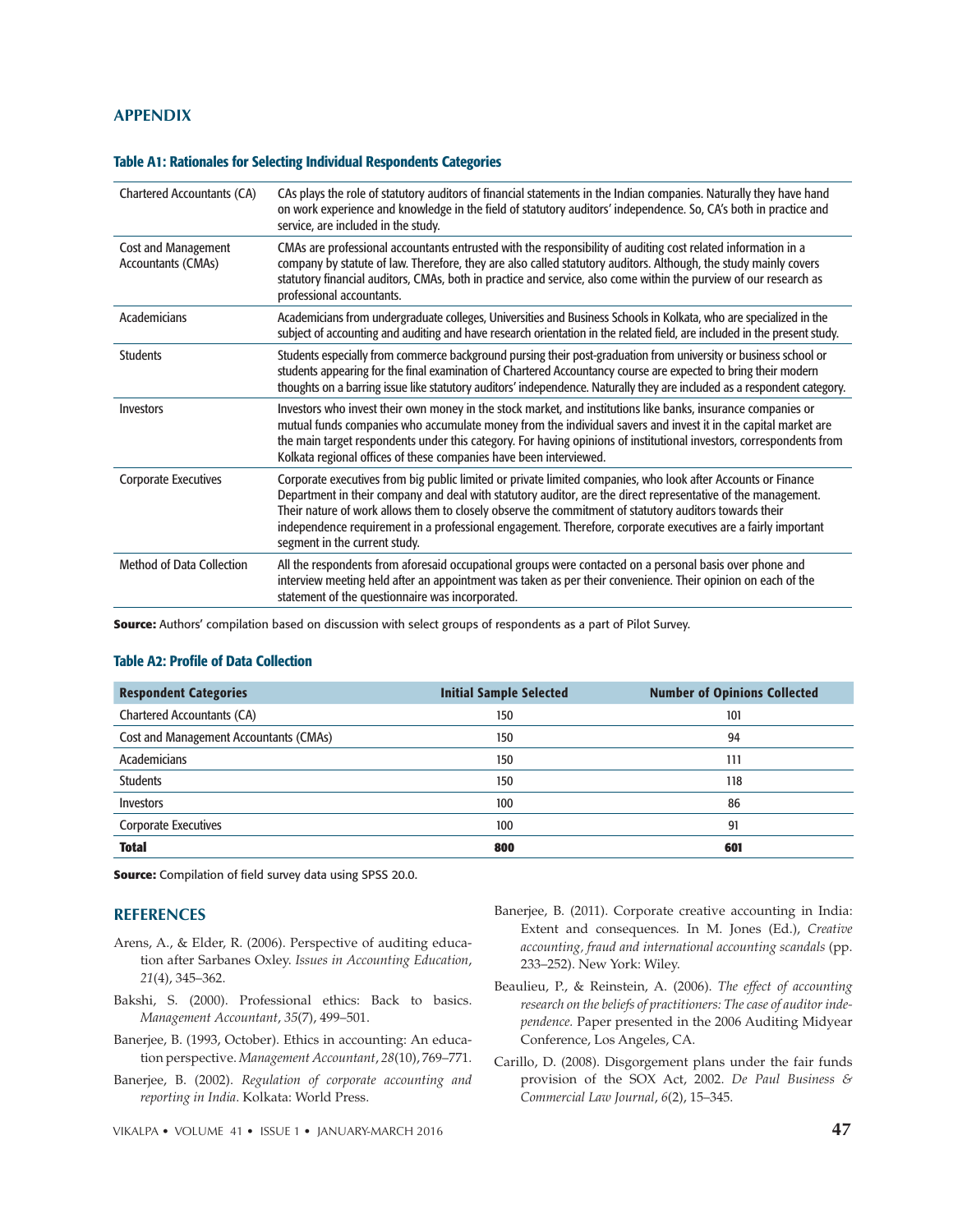## APPENDIX

### Table A1: Rationales for Selecting Individual Respondents Categories

| | |
|---|---|
| Chartered Accountants (CA) | CAs plays the role of statutory auditors of financial statements in the Indian companies. Naturally they have hand on work experience and knowledge in the field of statutory auditors' independence. So, CA's both in practice and service, are included in the study. |
| Cost and Management Accountants (CMAs) | CMAs are professional accountants entrusted with the responsibility of auditing cost related information in a company by statute of law. Therefore, they are also called statutory auditors. Although, the study mainly covers statutory financial auditors, CMAs, both in practice and service, also come within the purview of our research as professional accountants. |
| Academicians | Academicians from undergraduate colleges, Universities and Business Schools in Kolkata, who are specialized in the subject of accounting and auditing and have research orientation in the related field, are included in the present study. |
| Students | Students especially from commerce background pursing their post-graduation from university or business school or students appearing for the final examination of Chartered Accountancy course are expected to bring their modern thoughts on a barring issue like statutory auditors' independence. Naturally they are included as a respondent category. |
| Investors | Investors who invest their own money in the stock market, and institutions like banks, insurance companies or mutual funds companies who accumulate money from the individual savers and invest it in the capital market are the main target respondents under this category. For having opinions of institutional investors, correspondents from Kolkata regional offices of these companies have been interviewed. |
| Corporate Executives | Corporate executives from big public limited or private limited companies, who look after Accounts or Finance Department in their company and deal with statutory auditor, are the direct representative of the management. Their nature of work allows them to closely observe the commitment of statutory auditors towards their independence requirement in a professional engagement. Therefore, corporate executives are a fairly important segment in the current study. |
| Method of Data Collection | All the respondents from aforesaid occupational groups were contacted on a personal basis over phone and interview meeting held after an appointment was taken as per their convenience. Their opinion on each of the statement of the questionnaire was incorporated. |

**Source:** Authors' compilation based on discussion with select groups of respondents as a part of Pilot Survey.

### Table A2: Profile of Data Collection

| Respondent Categories | Initial Sample Selected | Number of Opinions Collected |
|---|---|---|
| Chartered Accountants (CA) | 150 | 101 |
| Cost and Management Accountants (CMAs) | 150 | 94 |
| Academicians | 150 | 111 |
| Students | 150 | 118 |
| Investors | 100 | 86 |
| Corporate Executives | 100 | 91 |
| **Total** | **800** | **601** |

**Source:** Compilation of field survey data using SPSS 20.0.

## REFERENCES

Arens, A., & Elder, R. (2006). Perspective of auditing education after Sarbanes Oxley. *Issues in Accounting Education*, *21*(4), 345–362.

Bakshi, S. (2000). Professional ethics: Back to basics. *Management Accountant*, *35*(7), 499–501.

Banerjee, B. (1993, October). Ethics in accounting: An education perspective. *Management Accountant*, *28*(10), 769–771.

Banerjee, B. (2002). *Regulation of corporate accounting and reporting in India*. Kolkata: World Press.

Banerjee, B. (2011). Corporate creative accounting in India: Extent and consequences. In M. Jones (Ed.), *Creative accounting, fraud and international accounting scandals* (pp. 233–252). New York: Wiley.

Beaulieu, P., & Reinstein, A. (2006). *The effect of accounting research on the beliefs of practitioners: The case of auditor independence.* Paper presented in the 2006 Auditing Midyear Conference, Los Angeles, CA.

Carillo, D. (2008). Disgorgement plans under the fair funds provision of the SOX Act, 2002. *De Paul Business & Commercial Law Journal*, *6*(2), 15–345.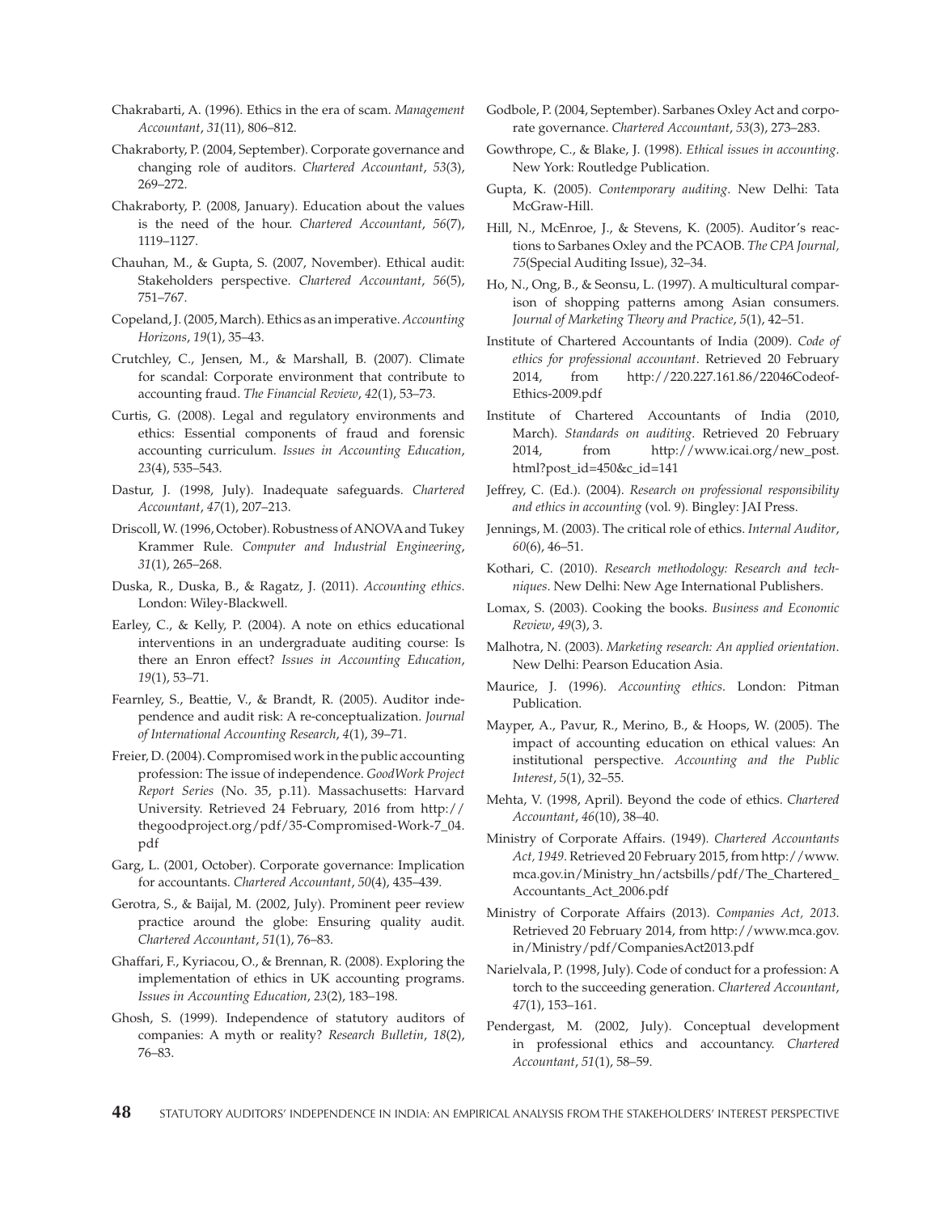Chakrabarti, A. (1996). Ethics in the era of scam. *Management Accountant*, *31*(11), 806–812.

Chakraborty, P. (2004, September). Corporate governance and changing role of auditors. *Chartered Accountant*, *53*(3), 269–272.

Chakraborty, P. (2008, January). Education about the values is the need of the hour. *Chartered Accountant*, *56*(7), 1119–1127.

Chauhan, M., & Gupta, S. (2007, November). Ethical audit: Stakeholders perspective. *Chartered Accountant*, *56*(5), 751–767.

Copeland, J. (2005, March). Ethics as an imperative. *Accounting Horizons*, *19*(1), 35–43.

Crutchley, C., Jensen, M., & Marshall, B. (2007). Climate for scandal: Corporate environment that contribute to accounting fraud. *The Financial Review*, *42*(1), 53–73.

Curtis, G. (2008). Legal and regulatory environments and ethics: Essential components of fraud and forensic accounting curriculum. *Issues in Accounting Education*, *23*(4), 535–543.

Dastur, J. (1998, July). Inadequate safeguards. *Chartered Accountant*, *47*(1), 207–213.

Driscoll, W. (1996, October). Robustness of ANOVA and Tukey Krammer Rule. *Computer and Industrial Engineering*, *31*(1), 265–268.

Duska, R., Duska, B., & Ragatz, J. (2011). *Accounting ethics*. London: Wiley-Blackwell.

Earley, C., & Kelly, P. (2004). A note on ethics educational interventions in an undergraduate auditing course: Is there an Enron effect? *Issues in Accounting Education*, *19*(1), 53–71.

Fearnley, S., Beattie, V., & Brandt, R. (2005). Auditor independence and audit risk: A re-conceptualization. *Journal of International Accounting Research*, *4*(1), 39–71.

Freier, D. (2004). Compromised work in the public accounting profession: The issue of independence. *GoodWork Project Report Series* (No. 35, p.11). Massachusetts: Harvard University. Retrieved 24 February, 2016 from http://thegoodproject.org/pdf/35-Compromised-Work-7_04.pdf

Garg, L. (2001, October). Corporate governance: Implication for accountants. *Chartered Accountant*, *50*(4), 435–439.

Gerotra, S., & Baijal, M. (2002, July). Prominent peer review practice around the globe: Ensuring quality audit. *Chartered Accountant*, *51*(1), 76–83.

Ghaffari, F., Kyriacou, O., & Brennan, R. (2008). Exploring the implementation of ethics in UK accounting programs. *Issues in Accounting Education*, *23*(2), 183–198.

Ghosh, S. (1999). Independence of statutory auditors of companies: A myth or reality? *Research Bulletin*, *18*(2), 76–83.

Godbole, P. (2004, September). Sarbanes Oxley Act and corporate governance. *Chartered Accountant*, *53*(3), 273–283.

Gowthrope, C., & Blake, J. (1998). *Ethical issues in accounting*. New York: Routledge Publication.

Gupta, K. (2005). *Contemporary auditing*. New Delhi: Tata McGraw-Hill.

Hill, N., McEnroe, J., & Stevens, K. (2005). Auditor's reactions to Sarbanes Oxley and the PCAOB. *The CPA Journal, 75*(Special Auditing Issue), 32–34.

Ho, N., Ong, B., & Seonsu, L. (1997). A multicultural comparison of shopping patterns among Asian consumers. *Journal of Marketing Theory and Practice*, *5*(1), 42–51.

Institute of Chartered Accountants of India (2009). *Code of ethics for professional accountant*. Retrieved 20 February 2014, from http://220.227.161.86/22046Codeof-Ethics-2009.pdf

Institute of Chartered Accountants of India (2010, March). *Standards on auditing*. Retrieved 20 February 2014, from http://www.icai.org/new_post.html?post_id=450&c_id=141

Jeffrey, C. (Ed.). (2004). *Research on professional responsibility and ethics in accounting* (vol. 9). Bingley: JAI Press.

Jennings, M. (2003). The critical role of ethics. *Internal Auditor*, *60*(6), 46–51.

Kothari, C. (2010). *Research methodology: Research and techniques*. New Delhi: New Age International Publishers.

Lomax, S. (2003). Cooking the books. *Business and Economic Review*, *49*(3), 3.

Malhotra, N. (2003). *Marketing research: An applied orientation*. New Delhi: Pearson Education Asia.

Maurice, J. (1996). *Accounting ethics*. London: Pitman Publication.

Mayper, A., Pavur, R., Merino, B., & Hoops, W. (2005). The impact of accounting education on ethical values: An institutional perspective. *Accounting and the Public Interest*, *5*(1), 32–55.

Mehta, V. (1998, April). Beyond the code of ethics. *Chartered Accountant*, *46*(10), 38–40.

Ministry of Corporate Affairs. (1949). *Chartered Accountants Act, 1949*. Retrieved 20 February 2015, from http://www.mca.gov.in/Ministry_hn/actsbills/pdf/The_Chartered_Accountants_Act_2006.pdf

Ministry of Corporate Affairs (2013). *Companies Act, 2013*. Retrieved 20 February 2014, from http://www.mca.gov.in/Ministry/pdf/CompaniesAct2013.pdf

Narielvala, P. (1998, July). Code of conduct for a profession: A torch to the succeeding generation. *Chartered Accountant*, *47*(1), 153–161.

Pendergast, M. (2002, July). Conceptual development in professional ethics and accountancy. *Chartered Accountant*, *51*(1), 58–59.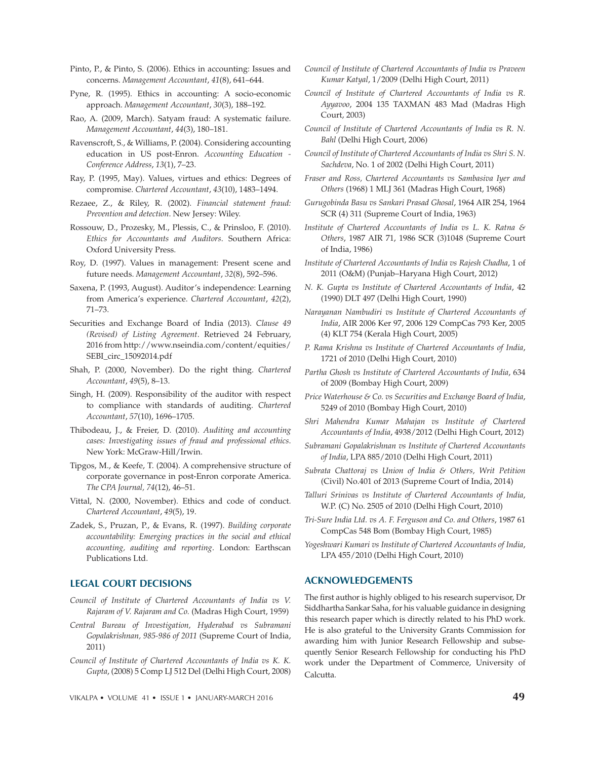Pinto, P., & Pinto, S. (2006). Ethics in accounting: Issues and concerns. *Management Accountant*, *41*(8), 641–644.

Pyne, R. (1995). Ethics in accounting: A socio-economic approach. *Management Accountant*, *30*(3), 188–192.

Rao, A. (2009, March). Satyam fraud: A systematic failure. *Management Accountant*, *44*(3), 180–181.

Ravenscroft, S., & Williams, P. (2004). Considering accounting education in US post-Enron. *Accounting Education - Conference Address*, *13*(1), 7–23.

Ray, P. (1995, May). Values, virtues and ethics: Degrees of compromise. *Chartered Accountant*, *43*(10), 1483–1494.

Rezaee, Z., & Riley, R. (2002). *Financial statement fraud: Prevention and detection*. New Jersey: Wiley.

Rossouw, D., Prozesky, M., Plessis, C., & Prinsloo, F. (2010). *Ethics for Accountants and Auditors*. Southern Africa: Oxford University Press.

Roy, D. (1997). Values in management: Present scene and future needs. *Management Accountant*, *32*(8), 592–596.

Saxena, P. (1993, August). Auditor's independence: Learning from America's experience. *Chartered Accountant*, *42*(2), 71–73.

Securities and Exchange Board of India (2013). *Clause 49 (Revised) of Listing Agreement*. Retrieved 24 February, 2016 from http://www.nseindia.com/content/equities/SEBI_circ_15092014.pdf

Shah, P. (2000, November). Do the right thing. *Chartered Accountant*, *49*(5), 8–13.

Singh, H. (2009). Responsibility of the auditor with respect to compliance with standards of auditing. *Chartered Accountant*, *57*(10), 1696–1705.

Thibodeau, J., & Freier, D. (2010). *Auditing and accounting cases: Investigating issues of fraud and professional ethics*. New York: McGraw-Hill/Irwin.

Tipgos, M., & Keefe, T. (2004). A comprehensive structure of corporate governance in post-Enron corporate America. *The CPA Journal, 74*(12), 46–51.

Vittal, N. (2000, November). Ethics and code of conduct. *Chartered Accountant*, *49*(5), 19.

Zadek, S., Pruzan, P., & Evans, R. (1997). *Building corporate accountability: Emerging practices in the social and ethical accounting, auditing and reporting*. London: Earthscan Publications Ltd.

## LEGAL COURT DECISIONS

*Council of Institute of Chartered Accountants of India vs V. Rajaram of V. Rajaram and Co.* (Madras High Court, 1959)

*Central Bureau of Investigation, Hyderabad vs Subramani Gopalakrishnan, 985-986 of 2011* (Supreme Court of India, 2011)

*Council of Institute of Chartered Accountants of India vs K. K. Gupta*, (2008) 5 Comp LJ 512 Del (Delhi High Court, 2008)

*Council of Institute of Chartered Accountants of India vs Praveen Kumar Katyal*, 1/2009 (Delhi High Court, 2011)

*Council of Institute of Chartered Accountants of India vs R. Ayyavoo*, 2004 135 TAXMAN 483 Mad (Madras High Court, 2003)

*Council of Institute of Chartered Accountants of India vs R. N. Bahl* (Delhi High Court, 2006)

*Council of Institute of Chartered Accountants of India vs Shri S. N. Sachdeva*, No. 1 of 2002 (Delhi High Court, 2011)

*Fraser and Ross, Chartered Accountants vs Sambasiva Iyer and Others* (1968) 1 MLJ 361 (Madras High Court, 1968)

*Gurugobinda Basu vs Sankari Prasad Ghosal*, 1964 AIR 254, 1964 SCR (4) 311 (Supreme Court of India, 1963)

*Institute of Chartered Accountants of India vs L. K. Ratna & Others*, 1987 AIR 71, 1986 SCR (3)1048 (Supreme Court of India, 1986)

*Institute of Chartered Accountants of India vs Rajesh Chadha*, 1 of 2011 (O&M) (Punjab–Haryana High Court, 2012)

*N. K. Gupta vs Institute of Chartered Accountants of India*, 42 (1990) DLT 497 (Delhi High Court, 1990)

*Narayanan Nambudiri vs Institute of Chartered Accountants of India*, AIR 2006 Ker 97, 2006 129 CompCas 793 Ker, 2005 (4) KLT 754 (Kerala High Court, 2005)

*P. Rama Krishna vs Institute of Chartered Accountants of India*, 1721 of 2010 (Delhi High Court, 2010)

*Partha Ghosh vs Institute of Chartered Accountants of India*, 634 of 2009 (Bombay High Court, 2009)

*Price Waterhouse & Co. vs Securities and Exchange Board of India*, 5249 of 2010 (Bombay High Court, 2010)

*Shri Mahendra Kumar Mahajan vs Institute of Chartered Accountants of India*, 4938/2012 (Delhi High Court, 2012)

*Subramani Gopalakrishnan vs Institute of Chartered Accountants of India*, LPA 885/2010 (Delhi High Court, 2011)

*Subrata Chattoraj vs Union of India & Others, Writ Petition* (Civil) No.401 of 2013 (Supreme Court of India, 2014)

*Talluri Srinivas vs Institute of Chartered Accountants of India*, W.P. (C) No. 2505 of 2010 (Delhi High Court, 2010)

*Tri-Sure India Ltd. vs A. F. Ferguson and Co. and Others*, 1987 61 CompCas 548 Bom (Bombay High Court, 1985)

*Yogeshwari Kumari vs Institute of Chartered Accountants of India*, LPA 455/2010 (Delhi High Court, 2010)

## ACKNOWLEDGEMENTS

The first author is highly obliged to his research supervisor, Dr Siddhartha Sankar Saha, for his valuable guidance in designing this research paper which is directly related to his PhD work. He is also grateful to the University Grants Commission for awarding him with Junior Research Fellowship and subsequently Senior Research Fellowship for conducting his PhD work under the Department of Commerce, University of Calcutta.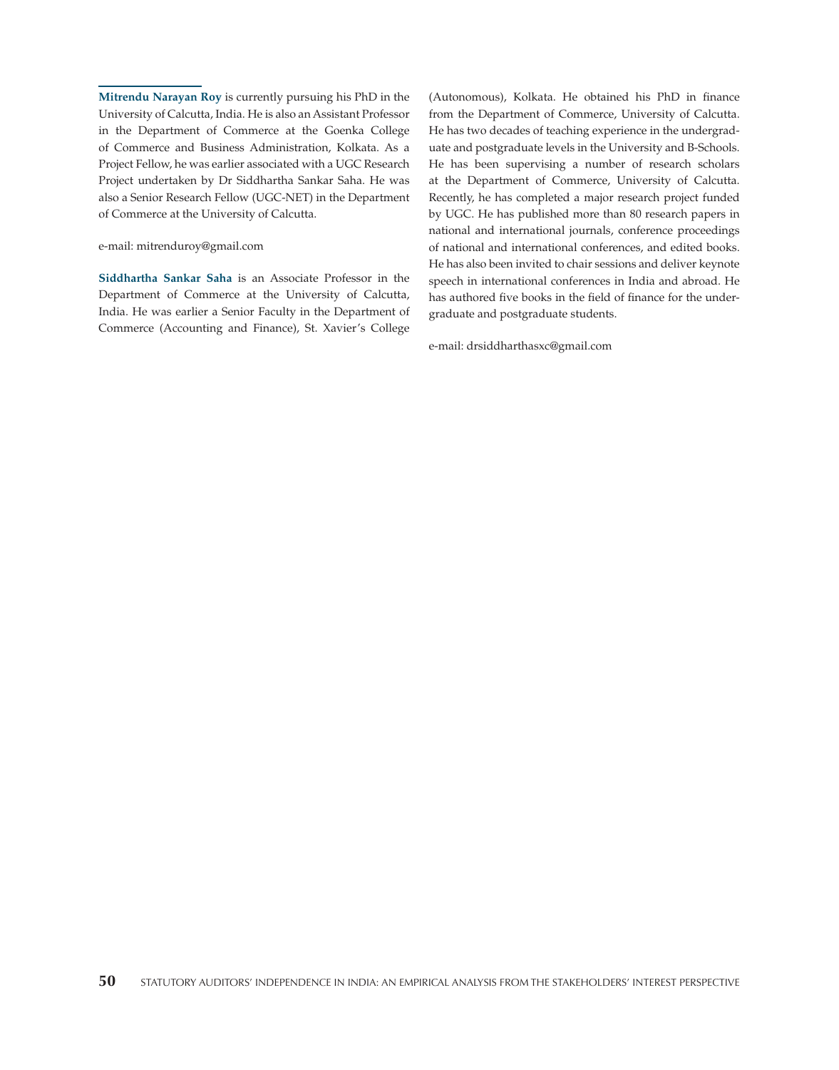**Mitrendu Narayan Roy** is currently pursuing his PhD in the University of Calcutta, India. He is also an Assistant Professor in the Department of Commerce at the Goenka College of Commerce and Business Administration, Kolkata. As a Project Fellow, he was earlier associated with a UGC Research Project undertaken by Dr Siddhartha Sankar Saha. He was also a Senior Research Fellow (UGC-NET) in the Department of Commerce at the University of Calcutta.

e-mail: mitrenduroy@gmail.com

**Siddhartha Sankar Saha** is an Associate Professor in the Department of Commerce at the University of Calcutta, India. He was earlier a Senior Faculty in the Department of Commerce (Accounting and Finance), St. Xavier's College (Autonomous), Kolkata. He obtained his PhD in finance from the Department of Commerce, University of Calcutta. He has two decades of teaching experience in the undergraduate and postgraduate levels in the University and B-Schools. He has been supervising a number of research scholars at the Department of Commerce, University of Calcutta. Recently, he has completed a major research project funded by UGC. He has published more than 80 research papers in national and international journals, conference proceedings of national and international conferences, and edited books. He has also been invited to chair sessions and deliver keynote speech in international conferences in India and abroad. He has authored five books in the field of finance for the undergraduate and postgraduate students.

e-mail: drsiddharthasxc@gmail.com